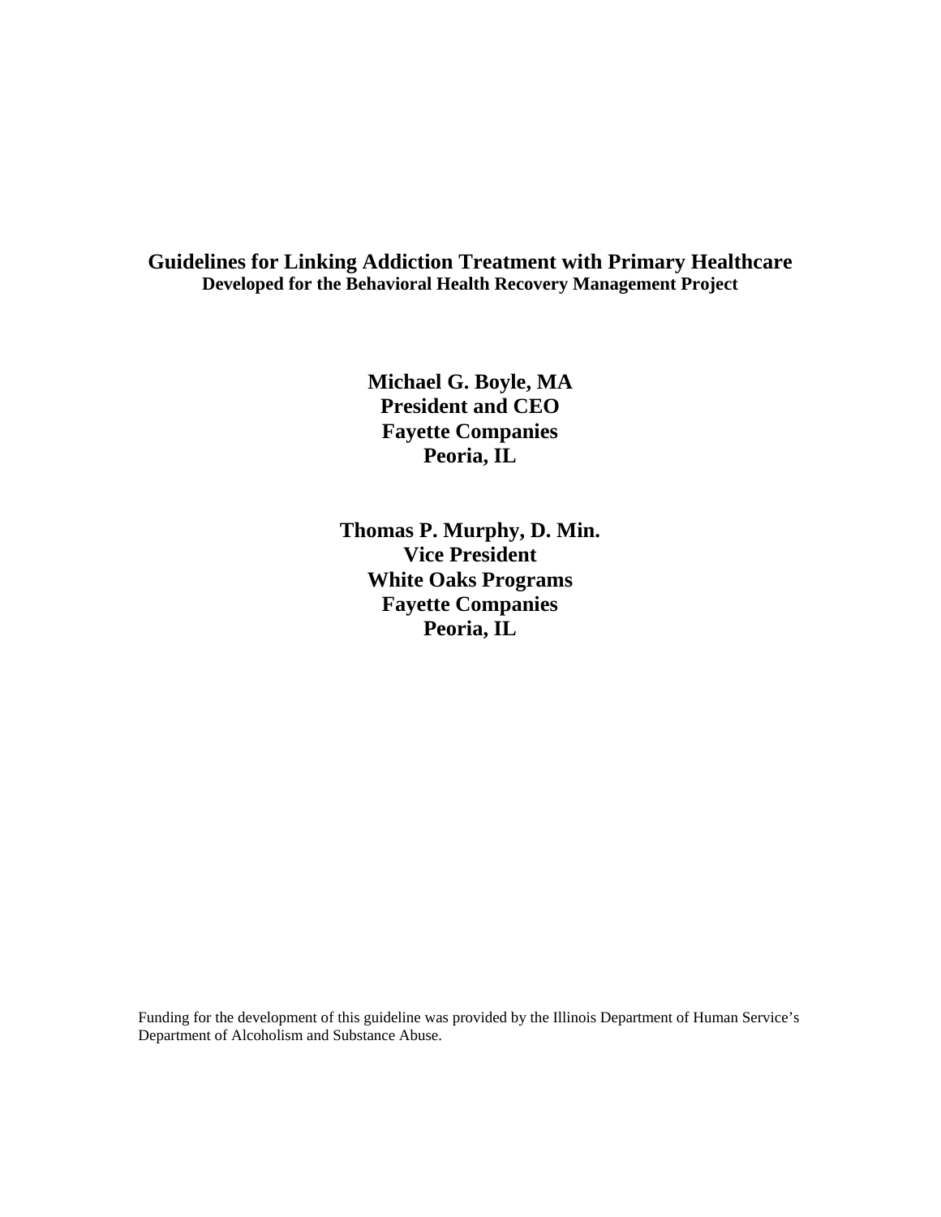# Guidelines for Linking Addiction Treatment with Primary Healthcare

**Developed for the Behavioral Health Recovery Management Project**

**Michael G. Boyle, MA**
**President and CEO**
**Fayette Companies**
**Peoria, IL**

**Thomas P. Murphy, D. Min.**
**Vice President**
**White Oaks Programs**
**Fayette Companies**
**Peoria, IL**

Funding for the development of this guideline was provided by the Illinois Department of Human Service's Department of Alcoholism and Substance Abuse.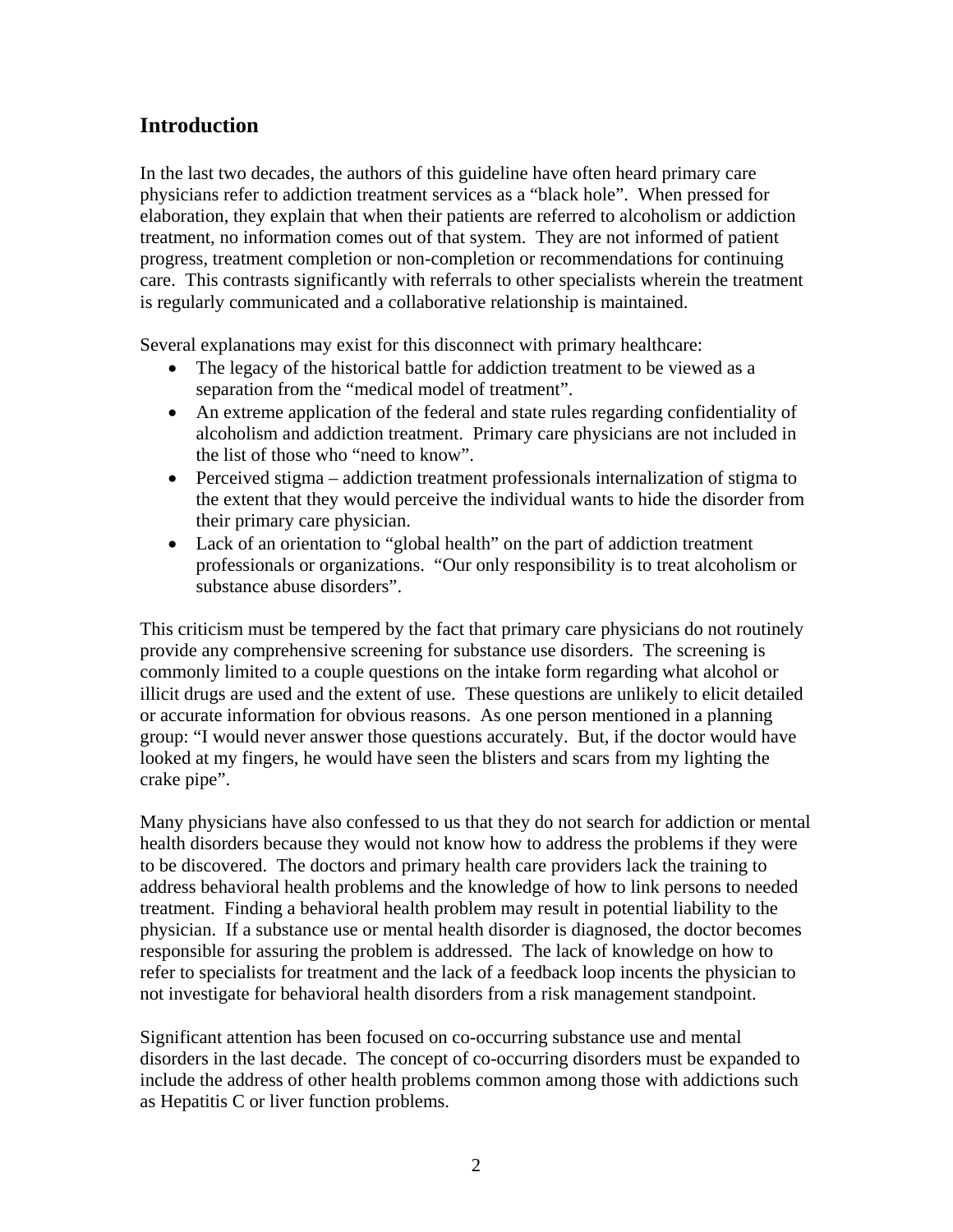## Introduction

In the last two decades, the authors of this guideline have often heard primary care physicians refer to addiction treatment services as a "black hole". When pressed for elaboration, they explain that when their patients are referred to alcoholism or addiction treatment, no information comes out of that system. They are not informed of patient progress, treatment completion or non-completion or recommendations for continuing care. This contrasts significantly with referrals to other specialists wherein the treatment is regularly communicated and a collaborative relationship is maintained.

Several explanations may exist for this disconnect with primary healthcare:

- The legacy of the historical battle for addiction treatment to be viewed as a separation from the "medical model of treatment".
- An extreme application of the federal and state rules regarding confidentiality of alcoholism and addiction treatment. Primary care physicians are not included in the list of those who "need to know".
- Perceived stigma – addiction treatment professionals internalization of stigma to the extent that they would perceive the individual wants to hide the disorder from their primary care physician.
- Lack of an orientation to "global health" on the part of addiction treatment professionals or organizations. "Our only responsibility is to treat alcoholism or substance abuse disorders".

This criticism must be tempered by the fact that primary care physicians do not routinely provide any comprehensive screening for substance use disorders. The screening is commonly limited to a couple questions on the intake form regarding what alcohol or illicit drugs are used and the extent of use. These questions are unlikely to elicit detailed or accurate information for obvious reasons. As one person mentioned in a planning group: "I would never answer those questions accurately. But, if the doctor would have looked at my fingers, he would have seen the blisters and scars from my lighting the crake pipe".

Many physicians have also confessed to us that they do not search for addiction or mental health disorders because they would not know how to address the problems if they were to be discovered. The doctors and primary health care providers lack the training to address behavioral health problems and the knowledge of how to link persons to needed treatment. Finding a behavioral health problem may result in potential liability to the physician. If a substance use or mental health disorder is diagnosed, the doctor becomes responsible for assuring the problem is addressed. The lack of knowledge on how to refer to specialists for treatment and the lack of a feedback loop incents the physician to not investigate for behavioral health disorders from a risk management standpoint.

Significant attention has been focused on co-occurring substance use and mental disorders in the last decade. The concept of co-occurring disorders must be expanded to include the address of other health problems common among those with addictions such as Hepatitis C or liver function problems.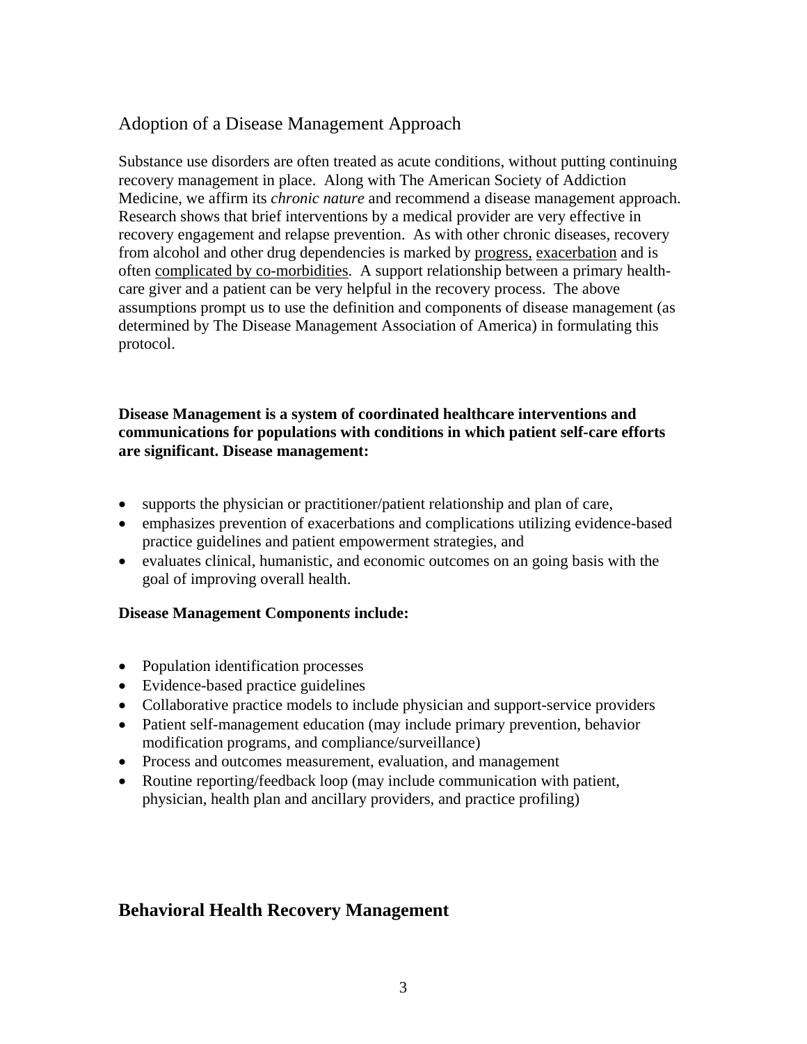## Adoption of a Disease Management Approach

Substance use disorders are often treated as acute conditions, without putting continuing recovery management in place. Along with The American Society of Addiction Medicine, we affirm its *chronic nature* and recommend a disease management approach. Research shows that brief interventions by a medical provider are very effective in recovery engagement and relapse prevention. As with other chronic diseases, recovery from alcohol and other drug dependencies is marked by <u>progress,</u> <u>exacerbation</u> and is often <u>complicated by co-morbidities</u>. A support relationship between a primary health-care giver and a patient can be very helpful in the recovery process. The above assumptions prompt us to use the definition and components of disease management (as determined by The Disease Management Association of America) in formulating this protocol.

**Disease Management is a system of coordinated healthcare interventions and communications for populations with conditions in which patient self-care efforts are significant. Disease management:**

- supports the physician or practitioner/patient relationship and plan of care,
- emphasizes prevention of exacerbations and complications utilizing evidence-based practice guidelines and patient empowerment strategies, and
- evaluates clinical, humanistic, and economic outcomes on an going basis with the goal of improving overall health.

**Disease Management Components include:**

- Population identification processes
- Evidence-based practice guidelines
- Collaborative practice models to include physician and support-service providers
- Patient self-management education (may include primary prevention, behavior modification programs, and compliance/surveillance)
- Process and outcomes measurement, evaluation, and management
- Routine reporting/feedback loop (may include communication with patient, physician, health plan and ancillary providers, and practice profiling)

## Behavioral Health Recovery Management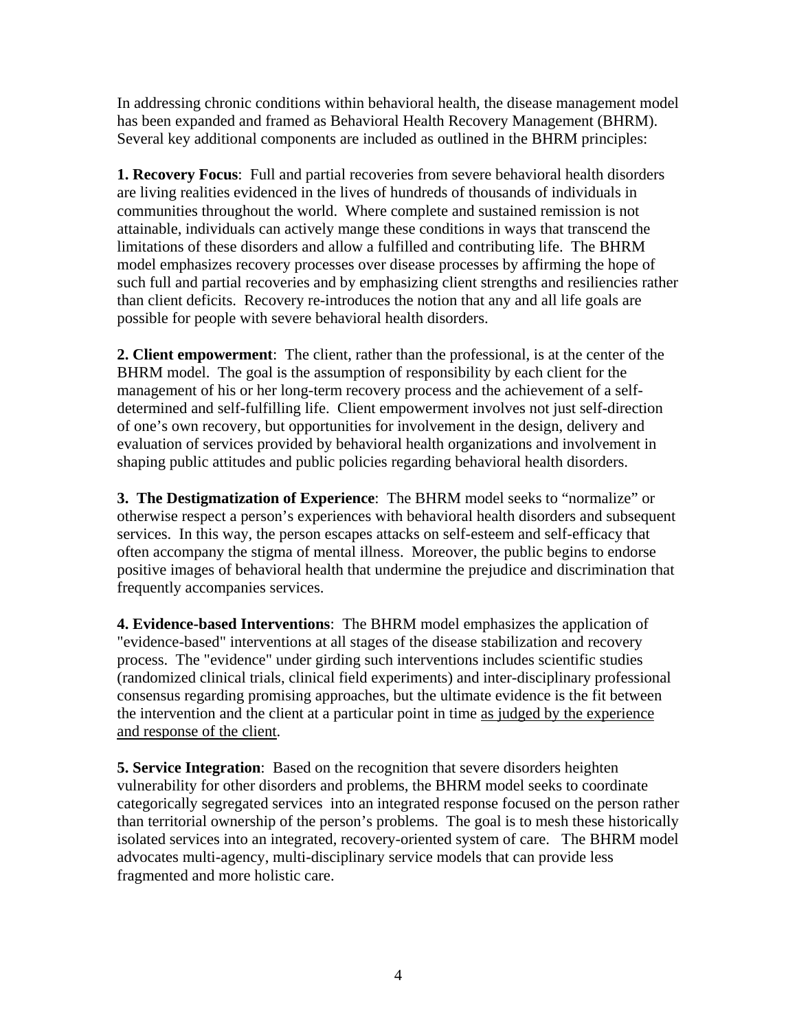In addressing chronic conditions within behavioral health, the disease management model has been expanded and framed as Behavioral Health Recovery Management (BHRM). Several key additional components are included as outlined in the BHRM principles:

**1. Recovery Focus**: Full and partial recoveries from severe behavioral health disorders are living realities evidenced in the lives of hundreds of thousands of individuals in communities throughout the world. Where complete and sustained remission is not attainable, individuals can actively mange these conditions in ways that transcend the limitations of these disorders and allow a fulfilled and contributing life. The BHRM model emphasizes recovery processes over disease processes by affirming the hope of such full and partial recoveries and by emphasizing client strengths and resiliencies rather than client deficits. Recovery re-introduces the notion that any and all life goals are possible for people with severe behavioral health disorders.

**2. Client empowerment**: The client, rather than the professional, is at the center of the BHRM model. The goal is the assumption of responsibility by each client for the management of his or her long-term recovery process and the achievement of a self-determined and self-fulfilling life. Client empowerment involves not just self-direction of one's own recovery, but opportunities for involvement in the design, delivery and evaluation of services provided by behavioral health organizations and involvement in shaping public attitudes and public policies regarding behavioral health disorders.

**3. The Destigmatization of Experience**: The BHRM model seeks to "normalize" or otherwise respect a person's experiences with behavioral health disorders and subsequent services. In this way, the person escapes attacks on self-esteem and self-efficacy that often accompany the stigma of mental illness. Moreover, the public begins to endorse positive images of behavioral health that undermine the prejudice and discrimination that frequently accompanies services.

**4. Evidence-based Interventions**: The BHRM model emphasizes the application of "evidence-based" interventions at all stages of the disease stabilization and recovery process. The "evidence" under girding such interventions includes scientific studies (randomized clinical trials, clinical field experiments) and inter-disciplinary professional consensus regarding promising approaches, but the ultimate evidence is the fit between the intervention and the client at a particular point in time <u>as judged by the experience and response of the client</u>.

**5. Service Integration**: Based on the recognition that severe disorders heighten vulnerability for other disorders and problems, the BHRM model seeks to coordinate categorically segregated services into an integrated response focused on the person rather than territorial ownership of the person's problems. The goal is to mesh these historically isolated services into an integrated, recovery-oriented system of care. The BHRM model advocates multi-agency, multi-disciplinary service models that can provide less fragmented and more holistic care.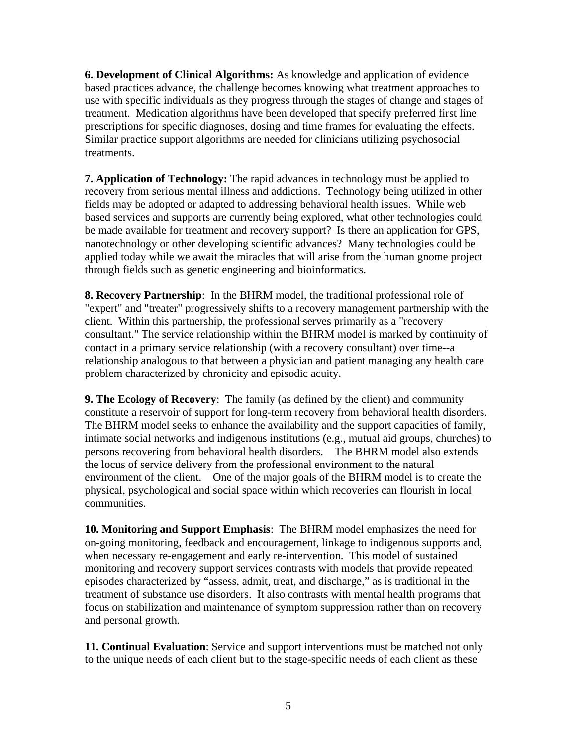**6. Development of Clinical Algorithms:** As knowledge and application of evidence based practices advance, the challenge becomes knowing what treatment approaches to use with specific individuals as they progress through the stages of change and stages of treatment. Medication algorithms have been developed that specify preferred first line prescriptions for specific diagnoses, dosing and time frames for evaluating the effects. Similar practice support algorithms are needed for clinicians utilizing psychosocial treatments.

**7. Application of Technology:** The rapid advances in technology must be applied to recovery from serious mental illness and addictions. Technology being utilized in other fields may be adopted or adapted to addressing behavioral health issues. While web based services and supports are currently being explored, what other technologies could be made available for treatment and recovery support? Is there an application for GPS, nanotechnology or other developing scientific advances? Many technologies could be applied today while we await the miracles that will arise from the human gnome project through fields such as genetic engineering and bioinformatics.

**8. Recovery Partnership**: In the BHRM model, the traditional professional role of "expert" and "treater" progressively shifts to a recovery management partnership with the client. Within this partnership, the professional serves primarily as a "recovery consultant." The service relationship within the BHRM model is marked by continuity of contact in a primary service relationship (with a recovery consultant) over time--a relationship analogous to that between a physician and patient managing any health care problem characterized by chronicity and episodic acuity.

**9. The Ecology of Recovery**: The family (as defined by the client) and community constitute a reservoir of support for long-term recovery from behavioral health disorders. The BHRM model seeks to enhance the availability and the support capacities of family, intimate social networks and indigenous institutions (e.g., mutual aid groups, churches) to persons recovering from behavioral health disorders. The BHRM model also extends the locus of service delivery from the professional environment to the natural environment of the client. One of the major goals of the BHRM model is to create the physical, psychological and social space within which recoveries can flourish in local communities.

**10. Monitoring and Support Emphasis**: The BHRM model emphasizes the need for on-going monitoring, feedback and encouragement, linkage to indigenous supports and, when necessary re-engagement and early re-intervention. This model of sustained monitoring and recovery support services contrasts with models that provide repeated episodes characterized by "assess, admit, treat, and discharge," as is traditional in the treatment of substance use disorders. It also contrasts with mental health programs that focus on stabilization and maintenance of symptom suppression rather than on recovery and personal growth.

**11. Continual Evaluation**: Service and support interventions must be matched not only to the unique needs of each client but to the stage-specific needs of each client as these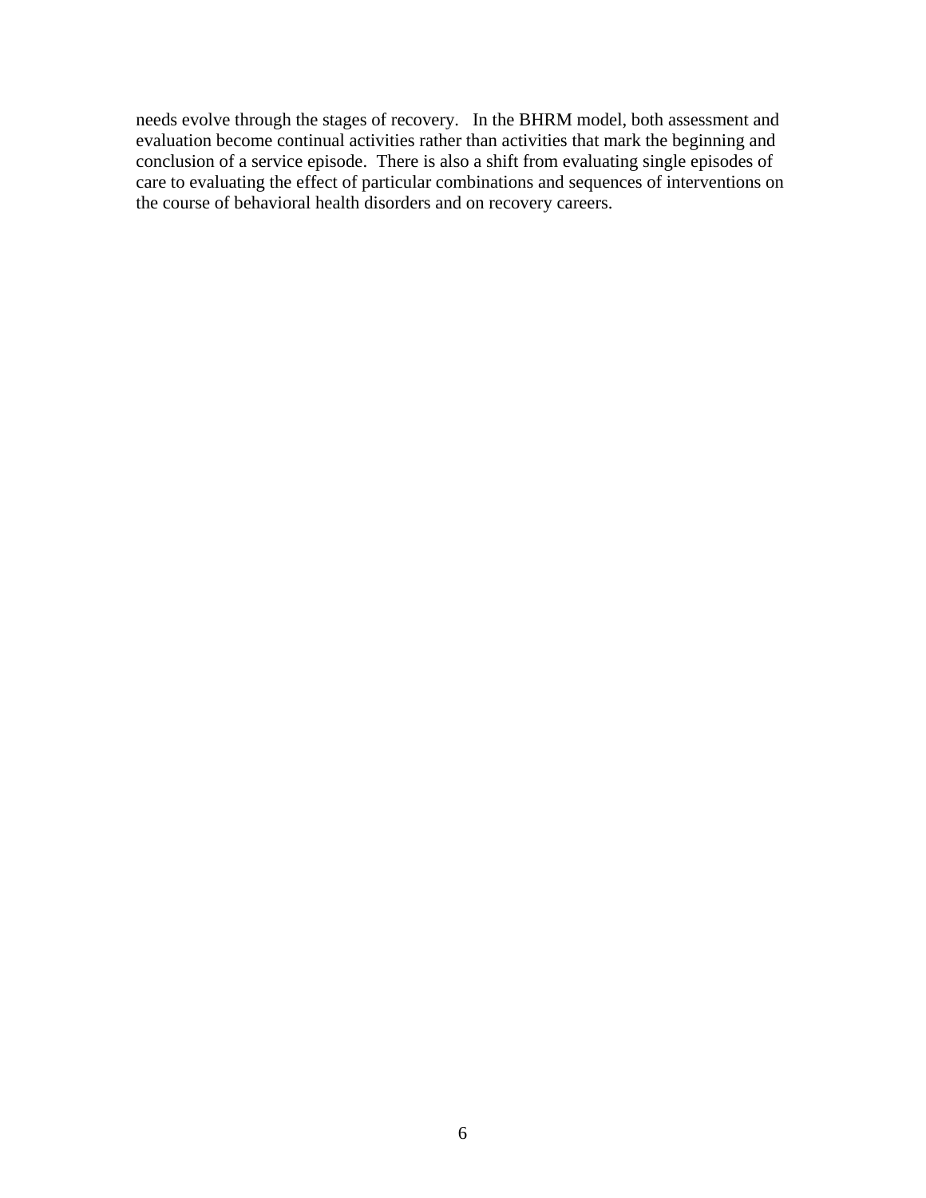needs evolve through the stages of recovery. In the BHRM model, both assessment and evaluation become continual activities rather than activities that mark the beginning and conclusion of a service episode. There is also a shift from evaluating single episodes of care to evaluating the effect of particular combinations and sequences of interventions on the course of behavioral health disorders and on recovery careers.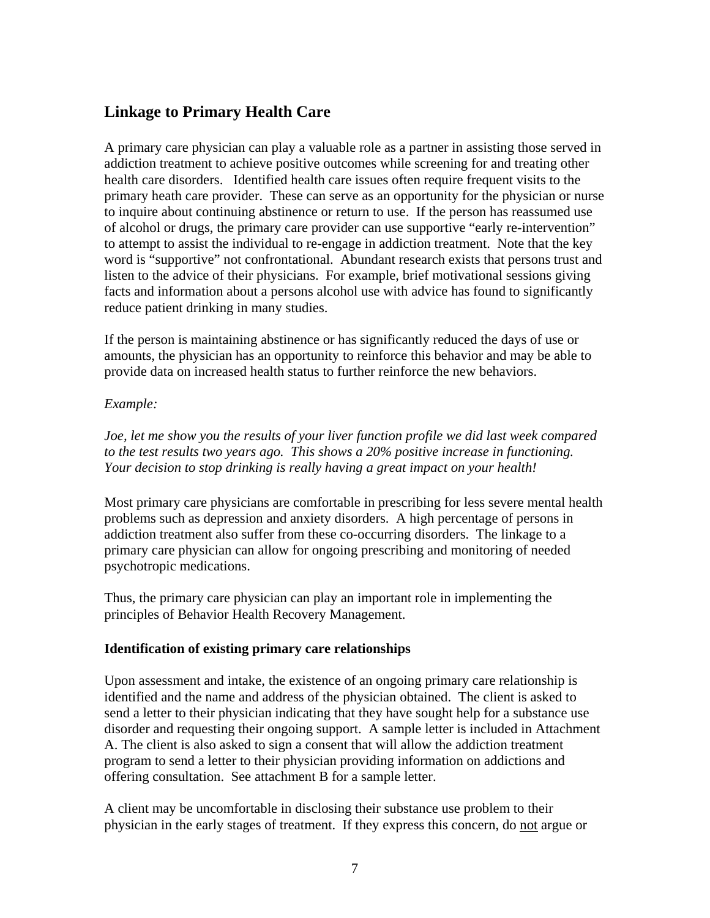## Linkage to Primary Health Care

A primary care physician can play a valuable role as a partner in assisting those served in addiction treatment to achieve positive outcomes while screening for and treating other health care disorders. Identified health care issues often require frequent visits to the primary heath care provider. These can serve as an opportunity for the physician or nurse to inquire about continuing abstinence or return to use. If the person has reassumed use of alcohol or drugs, the primary care provider can use supportive "early re-intervention" to attempt to assist the individual to re-engage in addiction treatment. Note that the key word is "supportive" not confrontational. Abundant research exists that persons trust and listen to the advice of their physicians. For example, brief motivational sessions giving facts and information about a persons alcohol use with advice has found to significantly reduce patient drinking in many studies.

If the person is maintaining abstinence or has significantly reduced the days of use or amounts, the physician has an opportunity to reinforce this behavior and may be able to provide data on increased health status to further reinforce the new behaviors.

*Example:*

*Joe, let me show you the results of your liver function profile we did last week compared to the test results two years ago. This shows a 20% positive increase in functioning. Your decision to stop drinking is really having a great impact on your health!*

Most primary care physicians are comfortable in prescribing for less severe mental health problems such as depression and anxiety disorders. A high percentage of persons in addiction treatment also suffer from these co-occurring disorders. The linkage to a primary care physician can allow for ongoing prescribing and monitoring of needed psychotropic medications.

Thus, the primary care physician can play an important role in implementing the principles of Behavior Health Recovery Management.

### Identification of existing primary care relationships

Upon assessment and intake, the existence of an ongoing primary care relationship is identified and the name and address of the physician obtained. The client is asked to send a letter to their physician indicating that they have sought help for a substance use disorder and requesting their ongoing support. A sample letter is included in Attachment A. The client is also asked to sign a consent that will allow the addiction treatment program to send a letter to their physician providing information on addictions and offering consultation. See attachment B for a sample letter.

A client may be uncomfortable in disclosing their substance use problem to their physician in the early stages of treatment. If they express this concern, do <u>not</u> argue or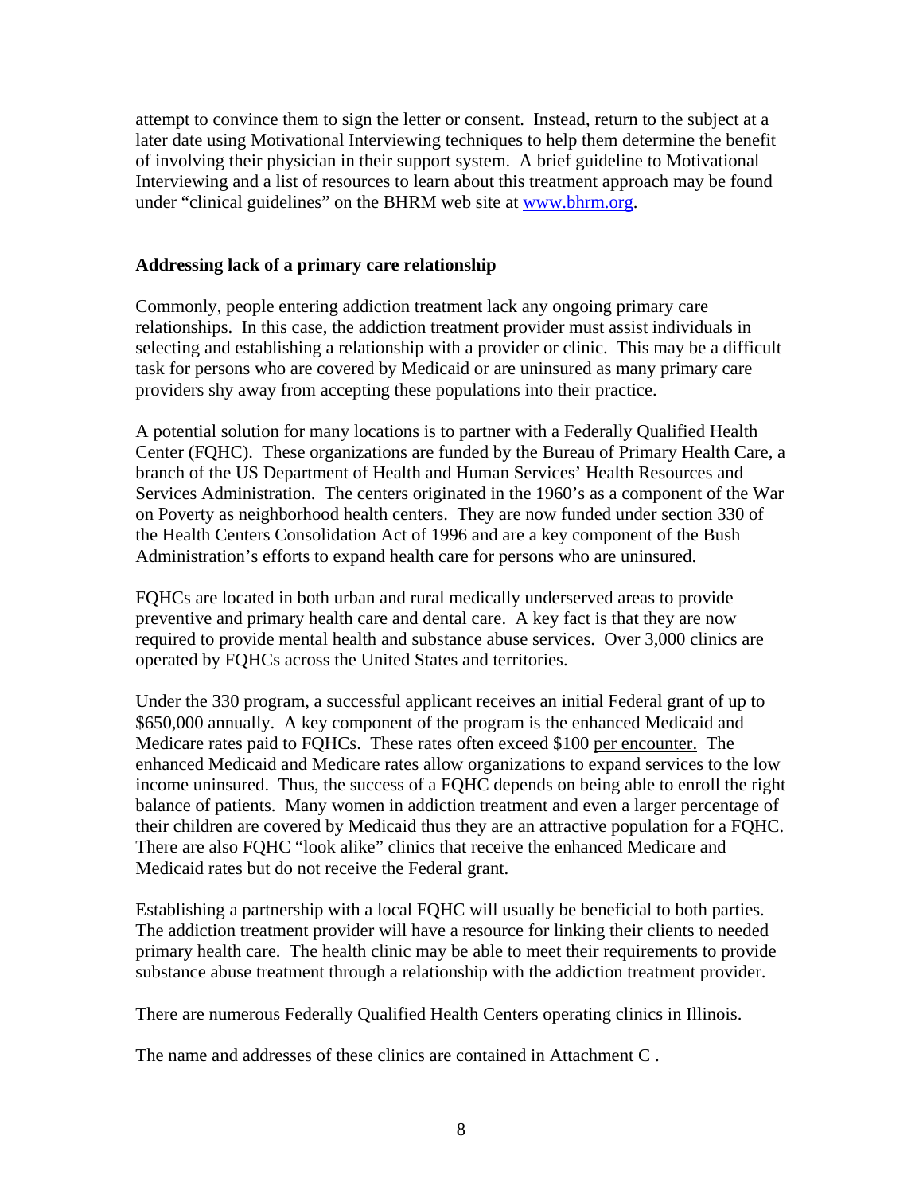attempt to convince them to sign the letter or consent. Instead, return to the subject at a later date using Motivational Interviewing techniques to help them determine the benefit of involving their physician in their support system. A brief guideline to Motivational Interviewing and a list of resources to learn about this treatment approach may be found under "clinical guidelines" on the BHRM web site at [www.bhrm.org](http://www.bhrm.org).

**Addressing lack of a primary care relationship**

Commonly, people entering addiction treatment lack any ongoing primary care relationships. In this case, the addiction treatment provider must assist individuals in selecting and establishing a relationship with a provider or clinic. This may be a difficult task for persons who are covered by Medicaid or are uninsured as many primary care providers shy away from accepting these populations into their practice.

A potential solution for many locations is to partner with a Federally Qualified Health Center (FQHC). These organizations are funded by the Bureau of Primary Health Care, a branch of the US Department of Health and Human Services' Health Resources and Services Administration. The centers originated in the 1960's as a component of the War on Poverty as neighborhood health centers. They are now funded under section 330 of the Health Centers Consolidation Act of 1996 and are a key component of the Bush Administration's efforts to expand health care for persons who are uninsured.

FQHCs are located in both urban and rural medically underserved areas to provide preventive and primary health care and dental care. A key fact is that they are now required to provide mental health and substance abuse services. Over 3,000 clinics are operated by FQHCs across the United States and territories.

Under the 330 program, a successful applicant receives an initial Federal grant of up to $650,000 annually. A key component of the program is the enhanced Medicaid and Medicare rates paid to FQHCs. These rates often exceed $100 <u>per encounter.</u> The enhanced Medicaid and Medicare rates allow organizations to expand services to the low income uninsured. Thus, the success of a FQHC depends on being able to enroll the right balance of patients. Many women in addiction treatment and even a larger percentage of their children are covered by Medicaid thus they are an attractive population for a FQHC. There are also FQHC "look alike" clinics that receive the enhanced Medicare and Medicaid rates but do not receive the Federal grant.

Establishing a partnership with a local FQHC will usually be beneficial to both parties. The addiction treatment provider will have a resource for linking their clients to needed primary health care. The health clinic may be able to meet their requirements to provide substance abuse treatment through a relationship with the addiction treatment provider.

There are numerous Federally Qualified Health Centers operating clinics in Illinois.

The name and addresses of these clinics are contained in Attachment C .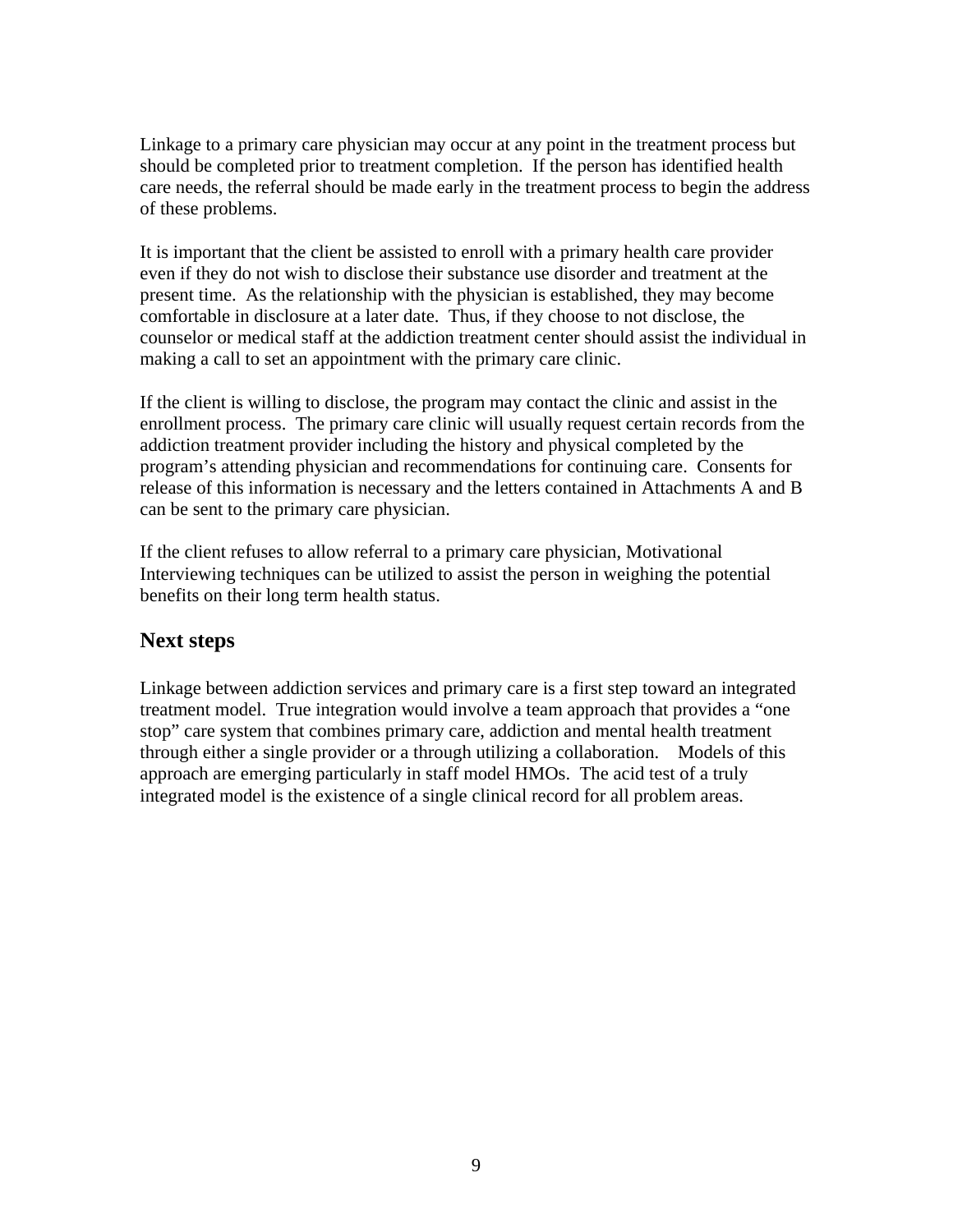Linkage to a primary care physician may occur at any point in the treatment process but should be completed prior to treatment completion. If the person has identified health care needs, the referral should be made early in the treatment process to begin the address of these problems.

It is important that the client be assisted to enroll with a primary health care provider even if they do not wish to disclose their substance use disorder and treatment at the present time. As the relationship with the physician is established, they may become comfortable in disclosure at a later date. Thus, if they choose to not disclose, the counselor or medical staff at the addiction treatment center should assist the individual in making a call to set an appointment with the primary care clinic.

If the client is willing to disclose, the program may contact the clinic and assist in the enrollment process. The primary care clinic will usually request certain records from the addiction treatment provider including the history and physical completed by the program's attending physician and recommendations for continuing care. Consents for release of this information is necessary and the letters contained in Attachments A and B can be sent to the primary care physician.

If the client refuses to allow referral to a primary care physician, Motivational Interviewing techniques can be utilized to assist the person in weighing the potential benefits on their long term health status.

## Next steps

Linkage between addiction services and primary care is a first step toward an integrated treatment model. True integration would involve a team approach that provides a "one stop" care system that combines primary care, addiction and mental health treatment through either a single provider or a through utilizing a collaboration. Models of this approach are emerging particularly in staff model HMOs. The acid test of a truly integrated model is the existence of a single clinical record for all problem areas.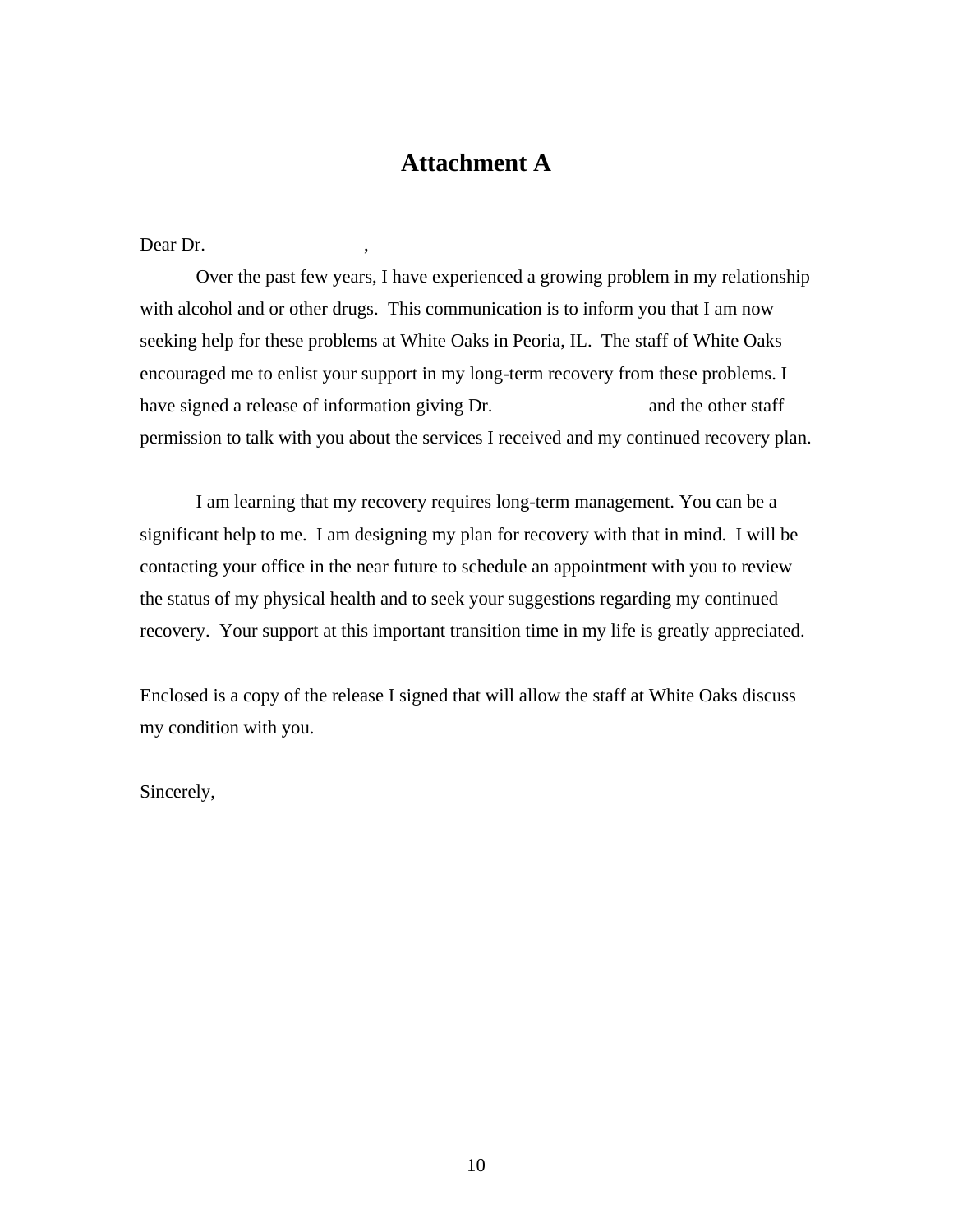# Attachment A

Dear Dr. ,

Over the past few years, I have experienced a growing problem in my relationship with alcohol and or other drugs. This communication is to inform you that I am now seeking help for these problems at White Oaks in Peoria, IL. The staff of White Oaks encouraged me to enlist your support in my long-term recovery from these problems. I have signed a release of information giving Dr. and the other staff permission to talk with you about the services I received and my continued recovery plan.

I am learning that my recovery requires long-term management. You can be a significant help to me. I am designing my plan for recovery with that in mind. I will be contacting your office in the near future to schedule an appointment with you to review the status of my physical health and to seek your suggestions regarding my continued recovery. Your support at this important transition time in my life is greatly appreciated.

Enclosed is a copy of the release I signed that will allow the staff at White Oaks discuss my condition with you.

Sincerely,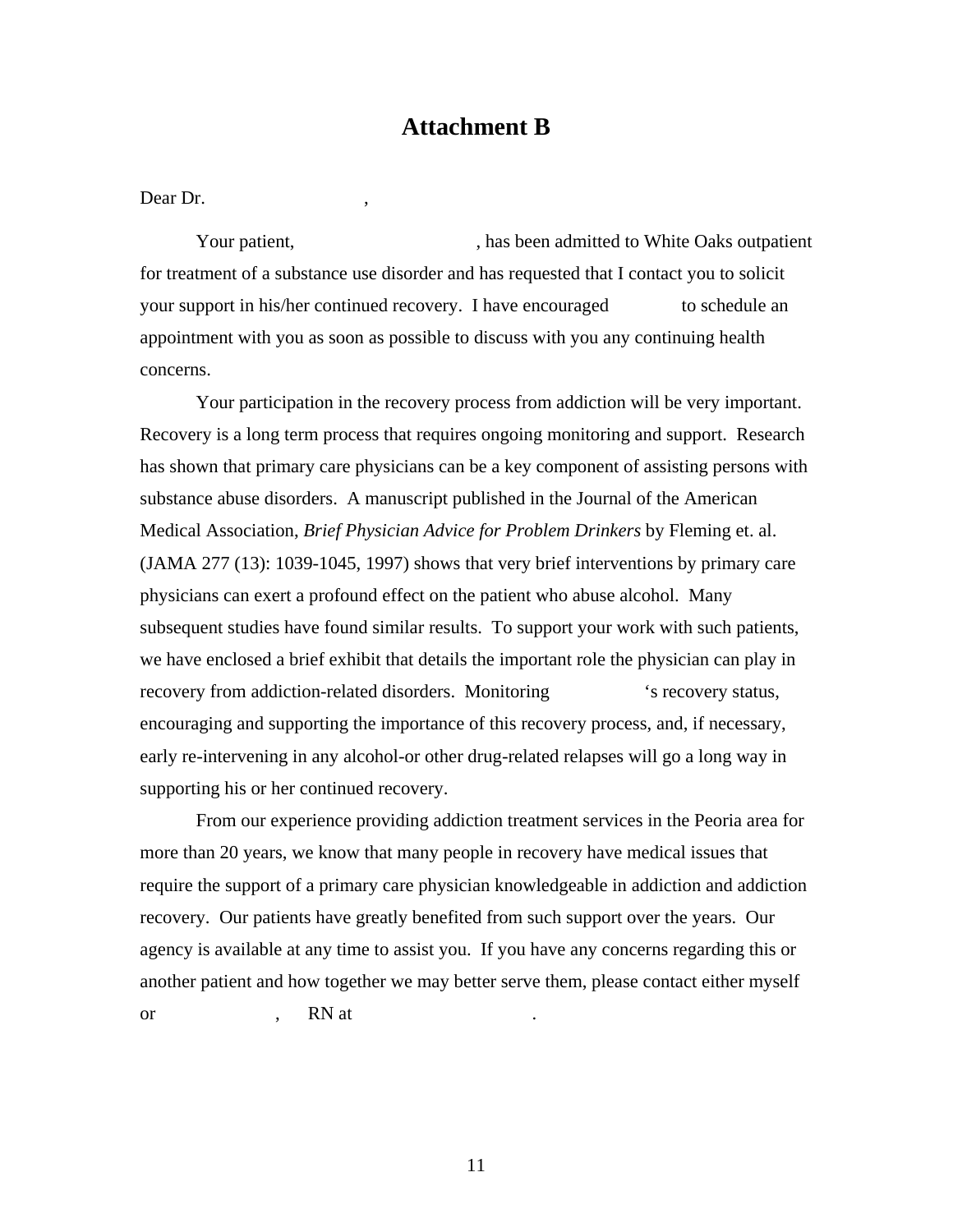# Attachment B

Dear Dr. ,

Your patient, , has been admitted to White Oaks outpatient for treatment of a substance use disorder and has requested that I contact you to solicit your support in his/her continued recovery. I have encouraged to schedule an appointment with you as soon as possible to discuss with you any continuing health concerns.

Your participation in the recovery process from addiction will be very important. Recovery is a long term process that requires ongoing monitoring and support. Research has shown that primary care physicians can be a key component of assisting persons with substance abuse disorders. A manuscript published in the Journal of the American Medical Association, *Brief Physician Advice for Problem Drinkers* by Fleming et. al. (JAMA 277 (13): 1039-1045, 1997) shows that very brief interventions by primary care physicians can exert a profound effect on the patient who abuse alcohol. Many subsequent studies have found similar results. To support your work with such patients, we have enclosed a brief exhibit that details the important role the physician can play in recovery from addiction-related disorders. Monitoring 's recovery status, encouraging and supporting the importance of this recovery process, and, if necessary, early re-intervening in any alcohol-or other drug-related relapses will go a long way in supporting his or her continued recovery.

From our experience providing addiction treatment services in the Peoria area for more than 20 years, we know that many people in recovery have medical issues that require the support of a primary care physician knowledgeable in addiction and addiction recovery. Our patients have greatly benefited from such support over the years. Our agency is available at any time to assist you. If you have any concerns regarding this or another patient and how together we may better serve them, please contact either myself or , RN at .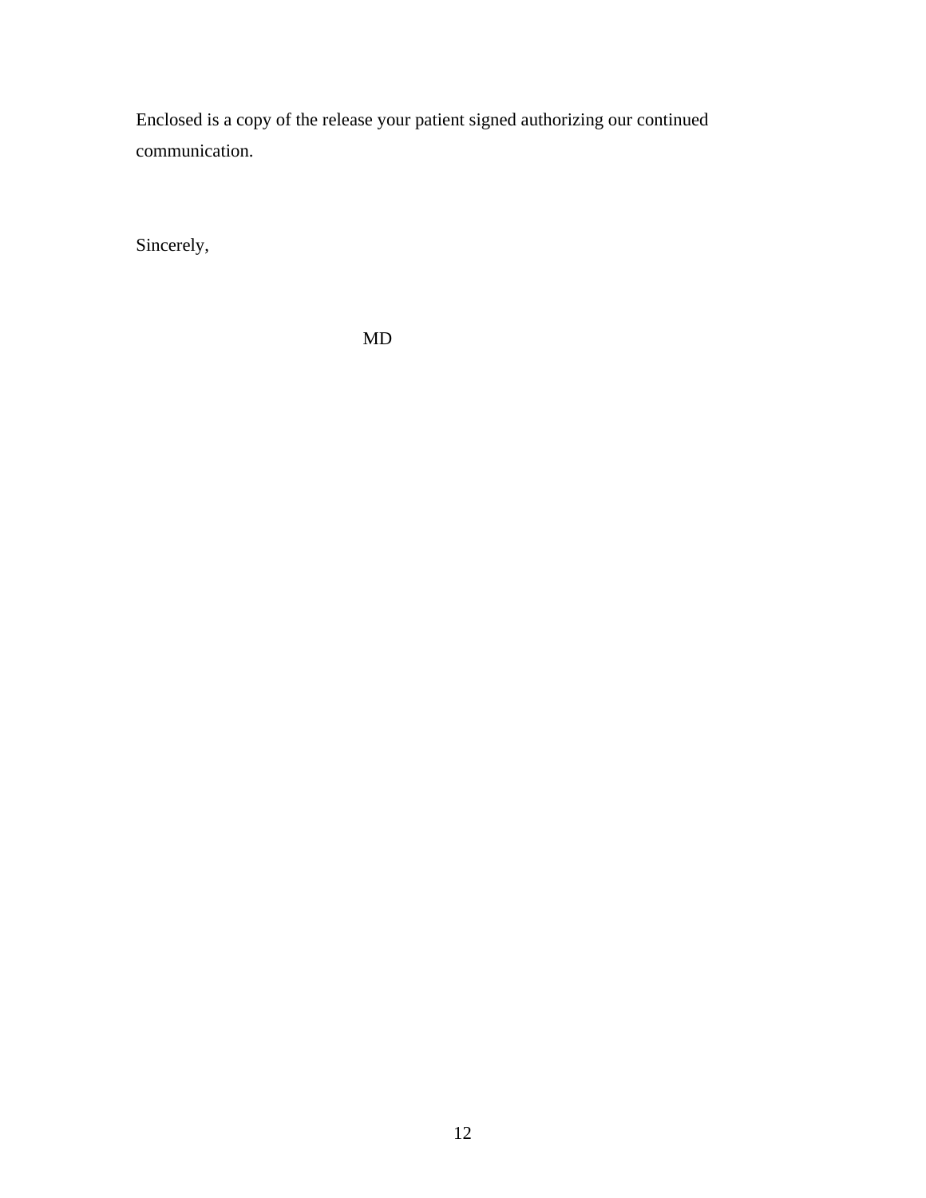Enclosed is a copy of the release your patient signed authorizing our continued communication.

Sincerely,

MD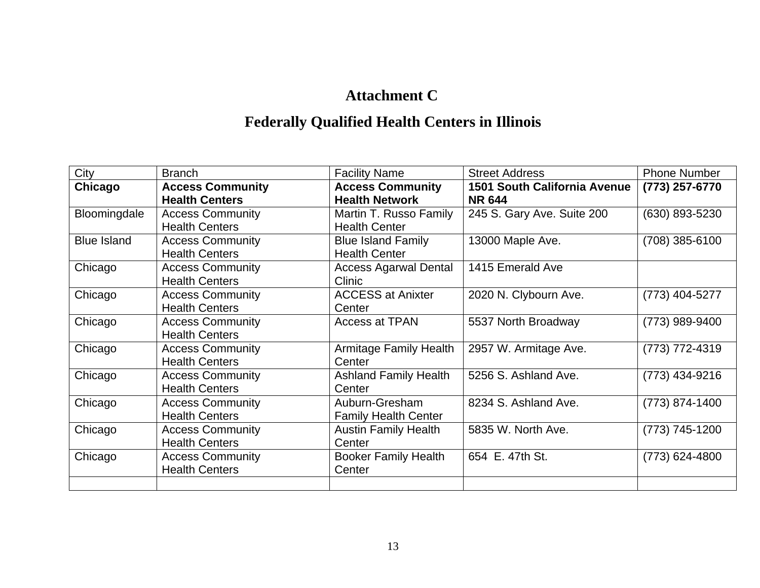# Attachment C

## Federally Qualified Health Centers in Illinois

| City | Branch | Facility Name | Street Address | Phone Number |
|---|---|---|---|---|
| **Chicago** | **Access Community Health Centers** | **Access Community Health Network** | **1501 South California Avenue NR 644** | **(773) 257-6770** |
| Bloomingdale | Access Community Health Centers | Martin T. Russo Family Health Center | 245 S. Gary Ave. Suite 200 | (630) 893-5230 |
| Blue Island | Access Community Health Centers | Blue Island Family Health Center | 13000 Maple Ave. | (708) 385-6100 |
| Chicago | Access Community Health Centers | Access Agarwal Dental Clinic | 1415 Emerald Ave | |
| Chicago | Access Community Health Centers | ACCESS at Anixter Center | 2020 N. Clybourn Ave. | (773) 404-5277 |
| Chicago | Access Community Health Centers | Access at TPAN | 5537 North Broadway | (773) 989-9400 |
| Chicago | Access Community Health Centers | Armitage Family Health Center | 2957 W. Armitage Ave. | (773) 772-4319 |
| Chicago | Access Community Health Centers | Ashland Family Health Center | 5256 S. Ashland Ave. | (773) 434-9216 |
| Chicago | Access Community Health Centers | Auburn-Gresham Family Health Center | 8234 S. Ashland Ave. | (773) 874-1400 |
| Chicago | Access Community Health Centers | Austin Family Health Center | 5835 W. North Ave. | (773) 745-1200 |
| Chicago | Access Community Health Centers | Booker Family Health Center | 654 E. 47th St. | (773) 624-4800 |
| | | | | |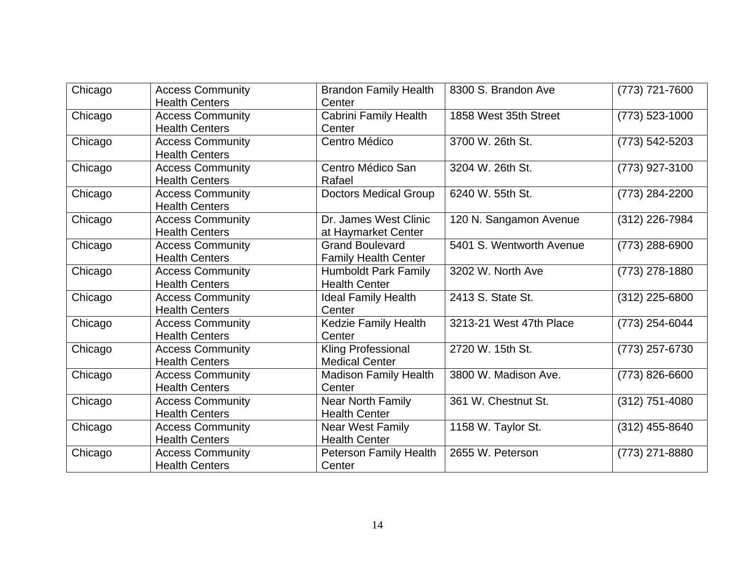| Chicago | Access Community Health Centers | Brandon Family Health Center | 8300 S. Brandon Ave | (773) 721-7600 |
|---|---|---|---|---|
| Chicago | Access Community Health Centers | Cabrini Family Health Center | 1858 West 35th Street | (773) 523-1000 |
| Chicago | Access Community Health Centers | Centro Médico | 3700 W. 26th St. | (773) 542-5203 |
| Chicago | Access Community Health Centers | Centro Médico San Rafael | 3204 W. 26th St. | (773) 927-3100 |
| Chicago | Access Community Health Centers | Doctors Medical Group | 6240 W. 55th St. | (773) 284-2200 |
| Chicago | Access Community Health Centers | Dr. James West Clinic at Haymarket Center | 120 N. Sangamon Avenue | (312) 226-7984 |
| Chicago | Access Community Health Centers | Grand Boulevard Family Health Center | 5401 S. Wentworth Avenue | (773) 288-6900 |
| Chicago | Access Community Health Centers | Humboldt Park Family Health Center | 3202 W. North Ave | (773) 278-1880 |
| Chicago | Access Community Health Centers | Ideal Family Health Center | 2413 S. State St. | (312) 225-6800 |
| Chicago | Access Community Health Centers | Kedzie Family Health Center | 3213-21 West 47th Place | (773) 254-6044 |
| Chicago | Access Community Health Centers | Kling Professional Medical Center | 2720 W. 15th St. | (773) 257-6730 |
| Chicago | Access Community Health Centers | Madison Family Health Center | 3800 W. Madison Ave. | (773) 826-6600 |
| Chicago | Access Community Health Centers | Near North Family Health Center | 361 W. Chestnut St. | (312) 751-4080 |
| Chicago | Access Community Health Centers | Near West Family Health Center | 1158 W. Taylor St. | (312) 455-8640 |
| Chicago | Access Community Health Centers | Peterson Family Health Center | 2655 W. Peterson | (773) 271-8880 |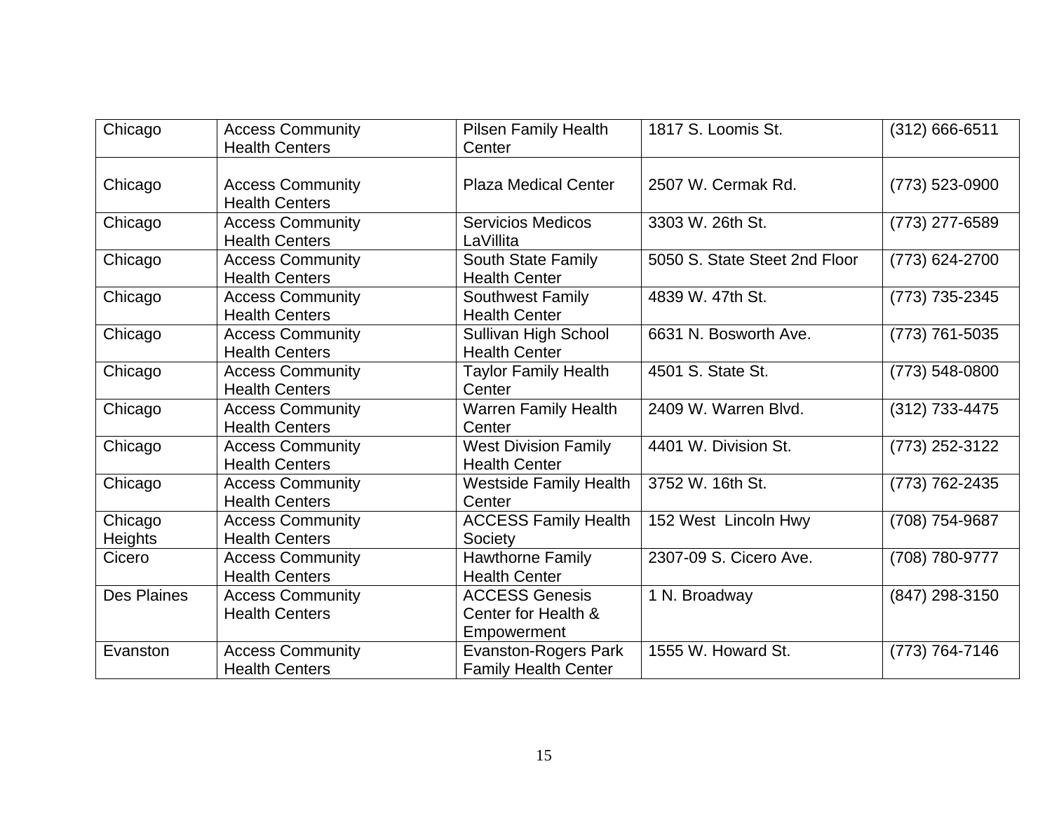| | | | | |
|---|---|---|---|---|
| Chicago | Access Community Health Centers | Pilsen Family Health Center | 1817 S. Loomis St. | (312) 666-6511 |
| Chicago | Access Community Health Centers | Plaza Medical Center | 2507 W. Cermak Rd. | (773) 523-0900 |
| Chicago | Access Community Health Centers | Servicios Medicos LaVillita | 3303 W. 26th St. | (773) 277-6589 |
| Chicago | Access Community Health Centers | South State Family Health Center | 5050 S. State Steet 2nd Floor | (773) 624-2700 |
| Chicago | Access Community Health Centers | Southwest Family Health Center | 4839 W. 47th St. | (773) 735-2345 |
| Chicago | Access Community Health Centers | Sullivan High School Health Center | 6631 N. Bosworth Ave. | (773) 761-5035 |
| Chicago | Access Community Health Centers | Taylor Family Health Center | 4501 S. State St. | (773) 548-0800 |
| Chicago | Access Community Health Centers | Warren Family Health Center | 2409 W. Warren Blvd. | (312) 733-4475 |
| Chicago | Access Community Health Centers | West Division Family Health Center | 4401 W. Division St. | (773) 252-3122 |
| Chicago | Access Community Health Centers | Westside Family Health Center | 3752 W. 16th St. | (773) 762-2435 |
| Chicago Heights | Access Community Health Centers | ACCESS Family Health Society | 152 West Lincoln Hwy | (708) 754-9687 |
| Cicero | Access Community Health Centers | Hawthorne Family Health Center | 2307-09 S. Cicero Ave. | (708) 780-9777 |
| Des Plaines | Access Community Health Centers | ACCESS Genesis Center for Health & Empowerment | 1 N. Broadway | (847) 298-3150 |
| Evanston | Access Community Health Centers | Evanston-Rogers Park Family Health Center | 1555 W. Howard St. | (773) 764-7146 |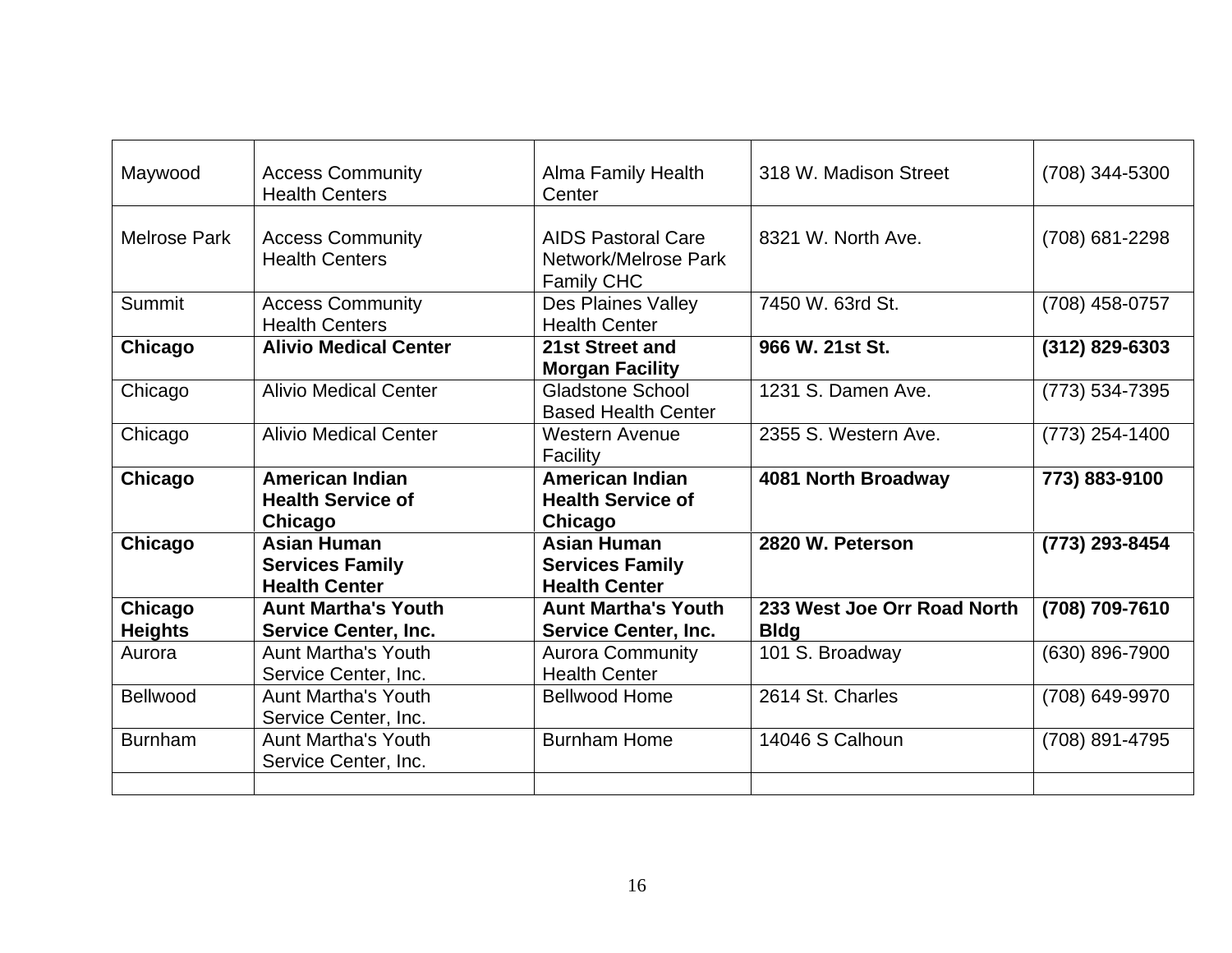| | | | | |
|---|---|---|---|---|
| Maywood | Access Community Health Centers | Alma Family Health Center | 318 W. Madison Street | (708) 344-5300 |
| Melrose Park | Access Community Health Centers | AIDS Pastoral Care Network/Melrose Park Family CHC | 8321 W. North Ave. | (708) 681-2298 |
| Summit | Access Community Health Centers | Des Plaines Valley Health Center | 7450 W. 63rd St. | (708) 458-0757 |
| **Chicago** | **Alivio Medical Center** | **21st Street and Morgan Facility** | **966 W. 21st St.** | **(312) 829-6303** |
| Chicago | Alivio Medical Center | Gladstone School Based Health Center | 1231 S. Damen Ave. | (773) 534-7395 |
| Chicago | Alivio Medical Center | Western Avenue Facility | 2355 S. Western Ave. | (773) 254-1400 |
| **Chicago** | **American Indian Health Service of Chicago** | **American Indian Health Service of Chicago** | **4081 North Broadway** | **773) 883-9100** |
| **Chicago** | **Asian Human Services Family Health Center** | **Asian Human Services Family Health Center** | **2820 W. Peterson** | **(773) 293-8454** |
| **Chicago Heights** | **Aunt Martha's Youth Service Center, Inc.** | **Aunt Martha's Youth Service Center, Inc.** | **233 West Joe Orr Road North Bldg** | **(708) 709-7610** |
| Aurora | Aunt Martha's Youth Service Center, Inc. | Aurora Community Health Center | 101 S. Broadway | (630) 896-7900 |
| Bellwood | Aunt Martha's Youth Service Center, Inc. | Bellwood Home | 2614 St. Charles | (708) 649-9970 |
| Burnham | Aunt Martha's Youth Service Center, Inc. | Burnham Home | 14046 S Calhoun | (708) 891-4795 |
| | | | | |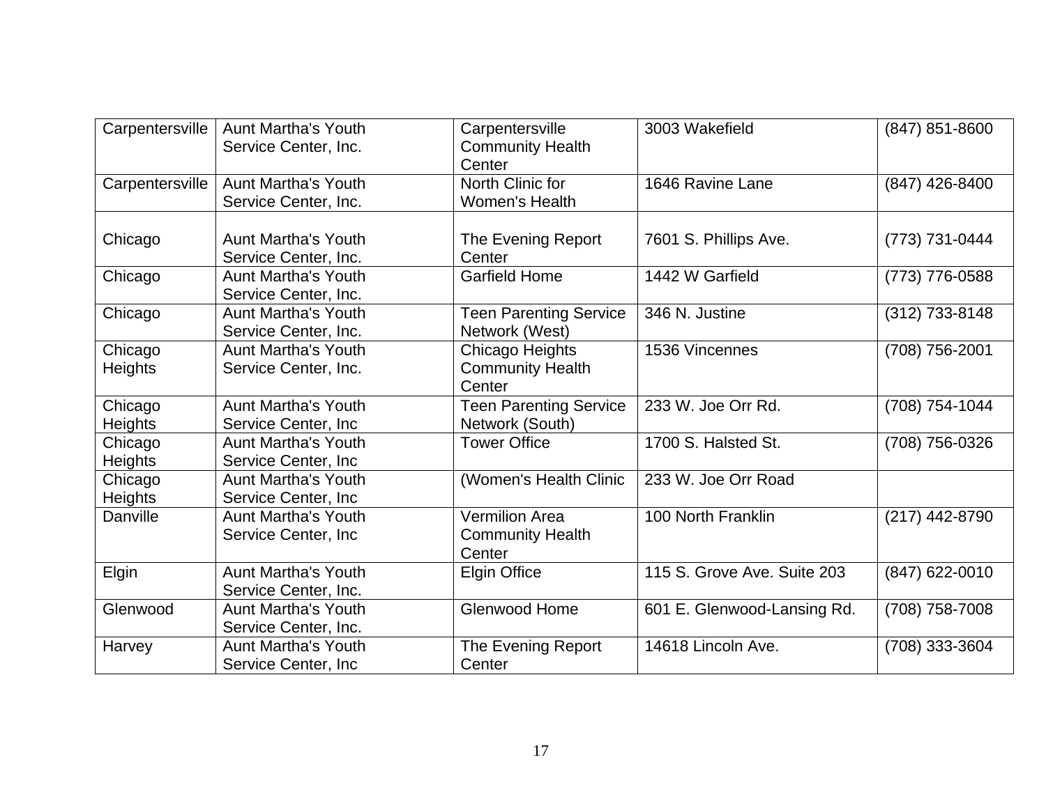| Carpentersville | Aunt Martha's Youth Service Center, Inc. | Carpentersville Community Health Center | 3003 Wakefield | (847) 851-8600 |
|---|---|---|---|---|
| Carpentersville | Aunt Martha's Youth Service Center, Inc. | North Clinic for Women's Health | 1646 Ravine Lane | (847) 426-8400 |
| Chicago | Aunt Martha's Youth Service Center, Inc. | The Evening Report Center | 7601 S. Phillips Ave. | (773) 731-0444 |
| Chicago | Aunt Martha's Youth Service Center, Inc. | Garfield Home | 1442 W Garfield | (773) 776-0588 |
| Chicago | Aunt Martha's Youth Service Center, Inc. | Teen Parenting Service Network (West) | 346 N. Justine | (312) 733-8148 |
| Chicago Heights | Aunt Martha's Youth Service Center, Inc. | Chicago Heights Community Health Center | 1536 Vincennes | (708) 756-2001 |
| Chicago Heights | Aunt Martha's Youth Service Center, Inc | Teen Parenting Service Network (South) | 233 W. Joe Orr Rd. | (708) 754-1044 |
| Chicago Heights | Aunt Martha's Youth Service Center, Inc | Tower Office | 1700 S. Halsted St. | (708) 756-0326 |
| Chicago Heights | Aunt Martha's Youth Service Center, Inc | (Women's Health Clinic | 233 W. Joe Orr Road | |
| Danville | Aunt Martha's Youth Service Center, Inc | Vermilion Area Community Health Center | 100 North Franklin | (217) 442-8790 |
| Elgin | Aunt Martha's Youth Service Center, Inc. | Elgin Office | 115 S. Grove Ave. Suite 203 | (847) 622-0010 |
| Glenwood | Aunt Martha's Youth Service Center, Inc. | Glenwood Home | 601 E. Glenwood-Lansing Rd. | (708) 758-7008 |
| Harvey | Aunt Martha's Youth Service Center, Inc | The Evening Report Center | 14618 Lincoln Ave. | (708) 333-3604 |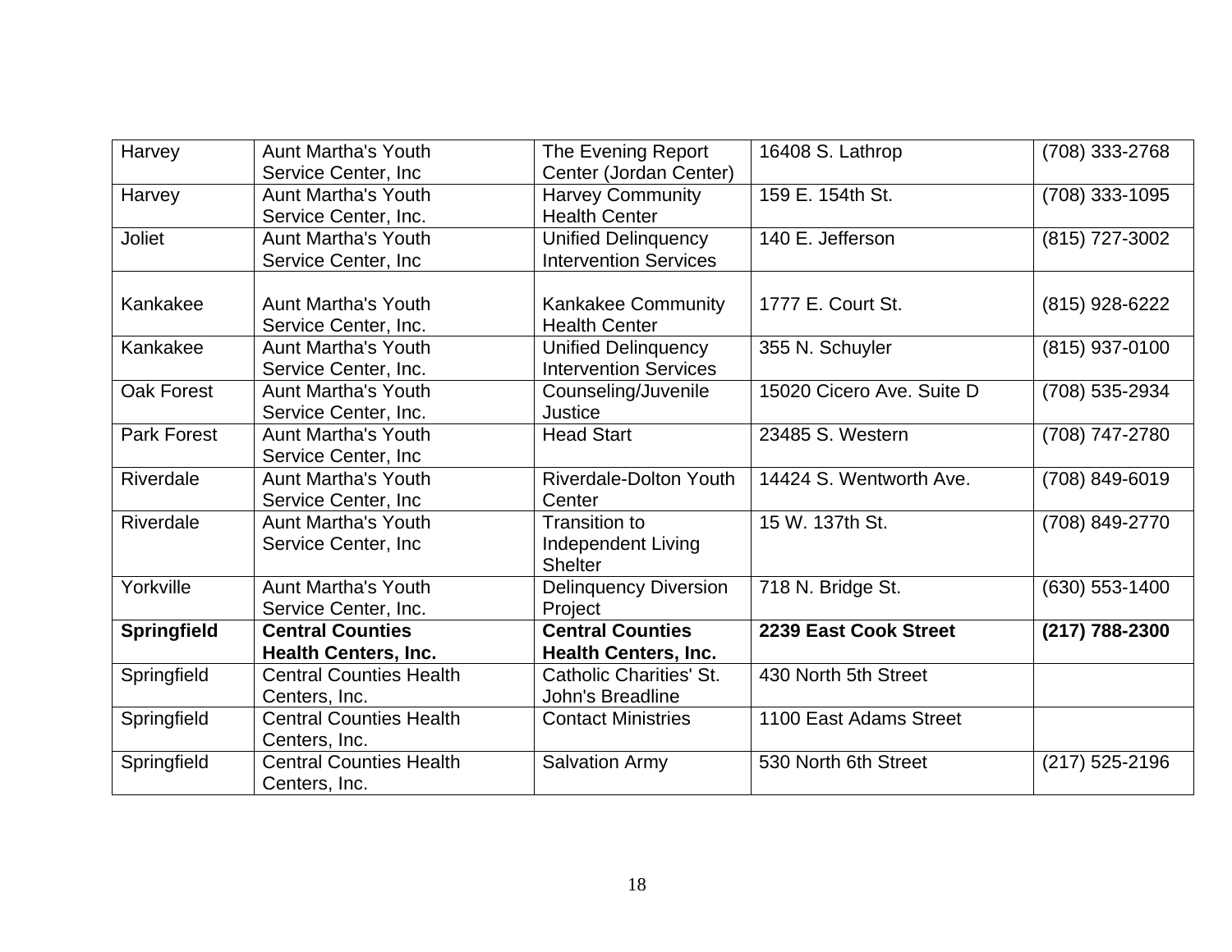| Harvey | Aunt Martha's Youth Service Center, Inc | The Evening Report Center (Jordan Center) | 16408 S. Lathrop | (708) 333-2768 |
|---|---|---|---|---|
| Harvey | Aunt Martha's Youth Service Center, Inc. | Harvey Community Health Center | 159 E. 154th St. | (708) 333-1095 |
| Joliet | Aunt Martha's Youth Service Center, Inc | Unified Delinquency Intervention Services | 140 E. Jefferson | (815) 727-3002 |
| Kankakee | Aunt Martha's Youth Service Center, Inc. | Kankakee Community Health Center | 1777 E. Court St. | (815) 928-6222 |
| Kankakee | Aunt Martha's Youth Service Center, Inc. | Unified Delinquency Intervention Services | 355 N. Schuyler | (815) 937-0100 |
| Oak Forest | Aunt Martha's Youth Service Center, Inc. | Counseling/Juvenile Justice | 15020 Cicero Ave. Suite D | (708) 535-2934 |
| Park Forest | Aunt Martha's Youth Service Center, Inc | Head Start | 23485 S. Western | (708) 747-2780 |
| Riverdale | Aunt Martha's Youth Service Center, Inc | Riverdale-Dolton Youth Center | 14424 S. Wentworth Ave. | (708) 849-6019 |
| Riverdale | Aunt Martha's Youth Service Center, Inc | Transition to Independent Living Shelter | 15 W. 137th St. | (708) 849-2770 |
| Yorkville | Aunt Martha's Youth Service Center, Inc. | Delinquency Diversion Project | 718 N. Bridge St. | (630) 553-1400 |
| **Springfield** | **Central Counties Health Centers, Inc.** | **Central Counties Health Centers, Inc.** | **2239 East Cook Street** | **(217) 788-2300** |
| Springfield | Central Counties Health Centers, Inc. | Catholic Charities' St. John's Breadline | 430 North 5th Street | |
| Springfield | Central Counties Health Centers, Inc. | Contact Ministries | 1100 East Adams Street | |
| Springfield | Central Counties Health Centers, Inc. | Salvation Army | 530 North 6th Street | (217) 525-2196 |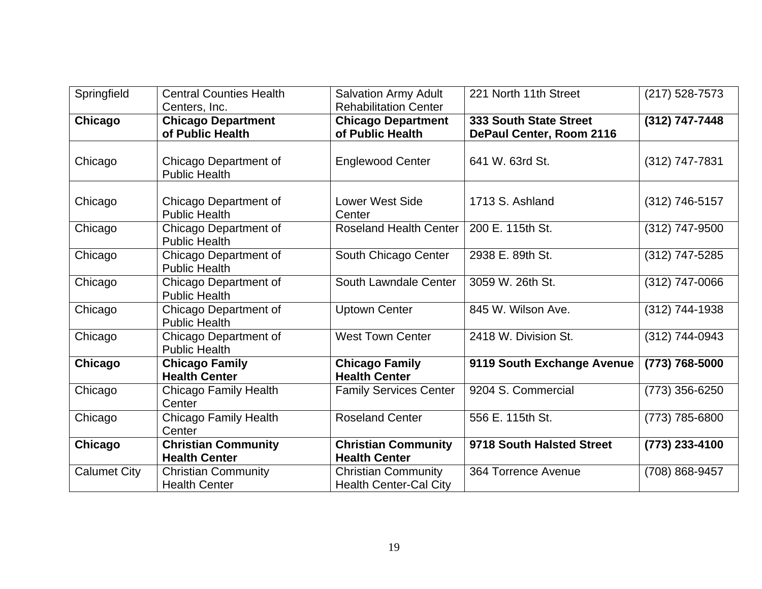| Springfield | Central Counties Health Centers, Inc. | Salvation Army Adult Rehabilitation Center | 221 North 11th Street | (217) 528-7573 |
|---|---|---|---|---|
| **Chicago** | **Chicago Department of Public Health** | **Chicago Department of Public Health** | **333 South State Street DePaul Center, Room 2116** | **(312) 747-7448** |
| Chicago | Chicago Department of Public Health | Englewood Center | 641 W. 63rd St. | (312) 747-7831 |
| Chicago | Chicago Department of Public Health | Lower West Side Center | 1713 S. Ashland | (312) 746-5157 |
| Chicago | Chicago Department of Public Health | Roseland Health Center | 200 E. 115th St. | (312) 747-9500 |
| Chicago | Chicago Department of Public Health | South Chicago Center | 2938 E. 89th St. | (312) 747-5285 |
| Chicago | Chicago Department of Public Health | South Lawndale Center | 3059 W. 26th St. | (312) 747-0066 |
| Chicago | Chicago Department of Public Health | Uptown Center | 845 W. Wilson Ave. | (312) 744-1938 |
| Chicago | Chicago Department of Public Health | West Town Center | 2418 W. Division St. | (312) 744-0943 |
| **Chicago** | **Chicago Family Health Center** | **Chicago Family Health Center** | **9119 South Exchange Avenue** | **(773) 768-5000** |
| Chicago | Chicago Family Health Center | Family Services Center | 9204 S. Commercial | (773) 356-6250 |
| Chicago | Chicago Family Health Center | Roseland Center | 556 E. 115th St. | (773) 785-6800 |
| **Chicago** | **Christian Community Health Center** | **Christian Community Health Center** | **9718 South Halsted Street** | **(773) 233-4100** |
| Calumet City | Christian Community Health Center | Christian Community Health Center-Cal City | 364 Torrence Avenue | (708) 868-9457 |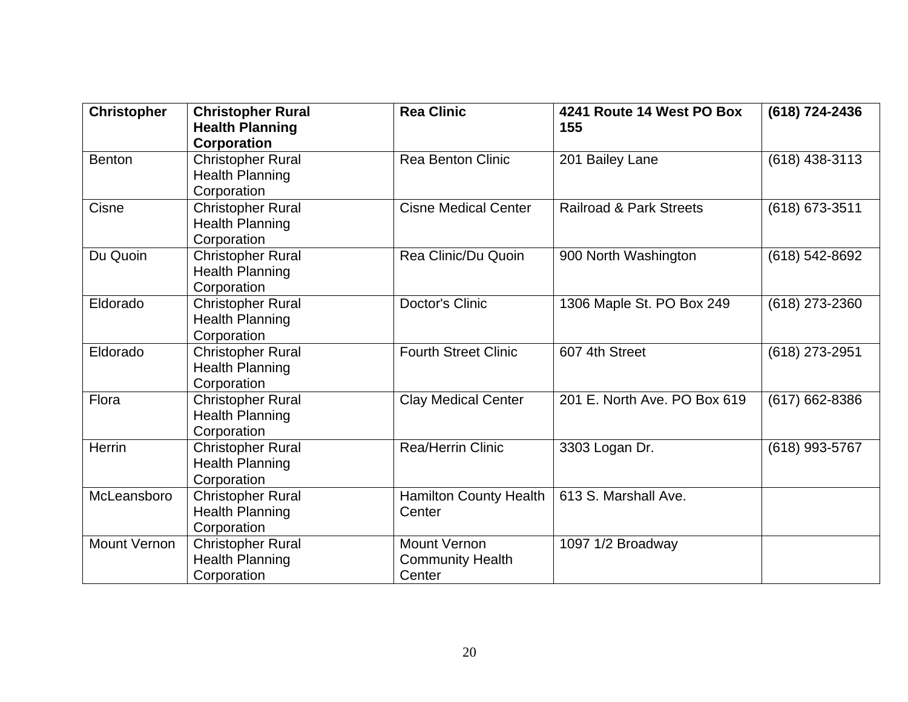| **Christopher** | **Christopher Rural Health Planning Corporation** | **Rea Clinic** | **4241 Route 14 West PO Box 155** | **(618) 724-2436** |
|---|---|---|---|---|
| Benton | Christopher Rural Health Planning Corporation | Rea Benton Clinic | 201 Bailey Lane | (618) 438-3113 |
| Cisne | Christopher Rural Health Planning Corporation | Cisne Medical Center | Railroad & Park Streets | (618) 673-3511 |
| Du Quoin | Christopher Rural Health Planning Corporation | Rea Clinic/Du Quoin | 900 North Washington | (618) 542-8692 |
| Eldorado | Christopher Rural Health Planning Corporation | Doctor's Clinic | 1306 Maple St. PO Box 249 | (618) 273-2360 |
| Eldorado | Christopher Rural Health Planning Corporation | Fourth Street Clinic | 607 4th Street | (618) 273-2951 |
| Flora | Christopher Rural Health Planning Corporation | Clay Medical Center | 201 E. North Ave. PO Box 619 | (617) 662-8386 |
| Herrin | Christopher Rural Health Planning Corporation | Rea/Herrin Clinic | 3303 Logan Dr. | (618) 993-5767 |
| McLeansboro | Christopher Rural Health Planning Corporation | Hamilton County Health Center | 613 S. Marshall Ave. | |
| Mount Vernon | Christopher Rural Health Planning Corporation | Mount Vernon Community Health Center | 1097 1/2 Broadway | |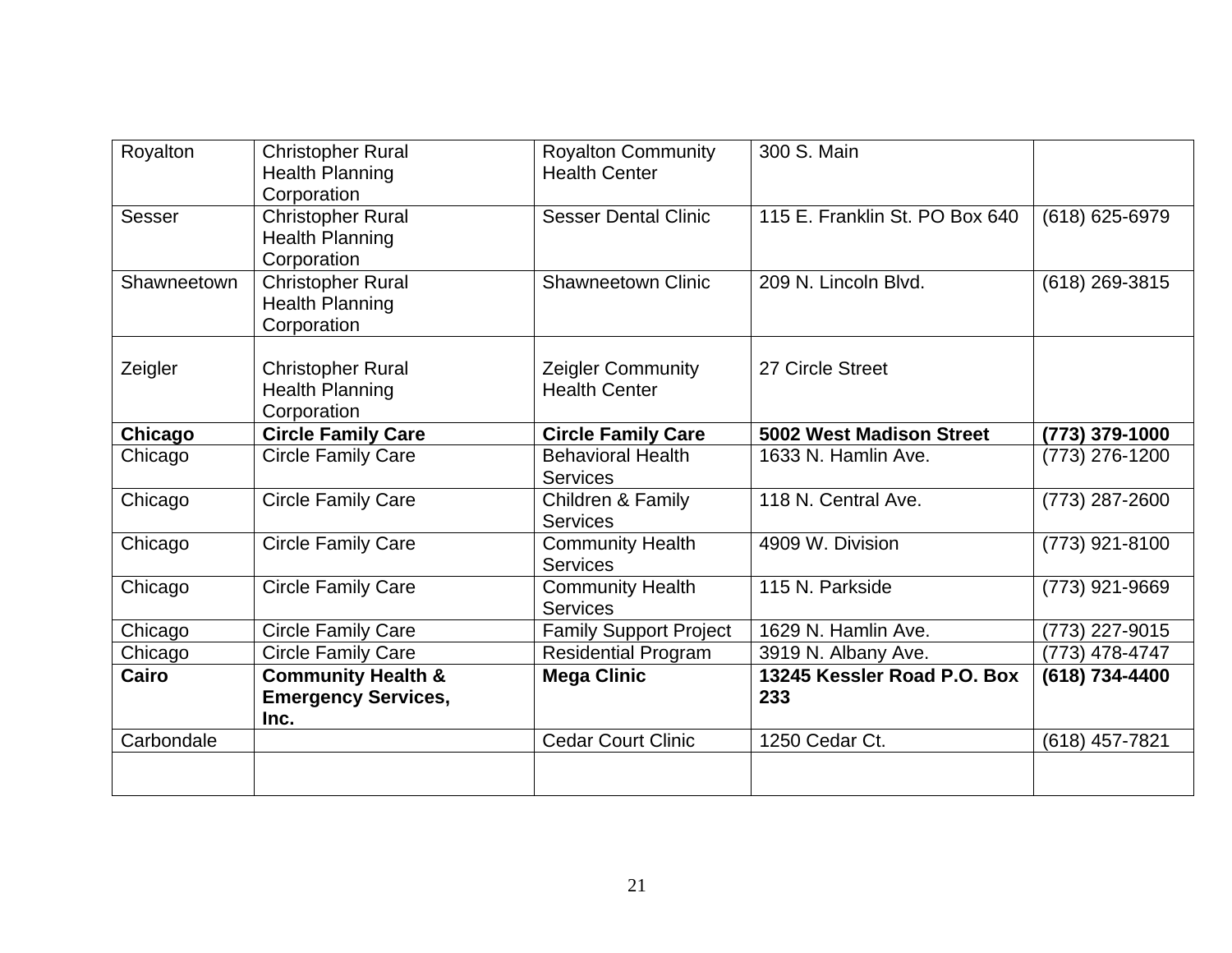| | | | | |
|---|---|---|---|---|
| Royalton | Christopher Rural Health Planning Corporation | Royalton Community Health Center | 300 S. Main | |
| Sesser | Christopher Rural Health Planning Corporation | Sesser Dental Clinic | 115 E. Franklin St. PO Box 640 | (618) 625-6979 |
| Shawneetown | Christopher Rural Health Planning Corporation | Shawneetown Clinic | 209 N. Lincoln Blvd. | (618) 269-3815 |
| Zeigler | Christopher Rural Health Planning Corporation | Zeigler Community Health Center | 27 Circle Street | |
| **Chicago** | **Circle Family Care** | **Circle Family Care** | **5002 West Madison Street** | **(773) 379-1000** |
| Chicago | Circle Family Care | Behavioral Health Services | 1633 N. Hamlin Ave. | (773) 276-1200 |
| Chicago | Circle Family Care | Children & Family Services | 118 N. Central Ave. | (773) 287-2600 |
| Chicago | Circle Family Care | Community Health Services | 4909 W. Division | (773) 921-8100 |
| Chicago | Circle Family Care | Community Health Services | 115 N. Parkside | (773) 921-9669 |
| Chicago | Circle Family Care | Family Support Project | 1629 N. Hamlin Ave. | (773) 227-9015 |
| Chicago | Circle Family Care | Residential Program | 3919 N. Albany Ave. | (773) 478-4747 |
| **Cairo** | **Community Health & Emergency Services, Inc.** | **Mega Clinic** | **13245 Kessler Road P.O. Box 233** | **(618) 734-4400** |
| Carbondale | | Cedar Court Clinic | 1250 Cedar Ct. | (618) 457-7821 |
| | | | | |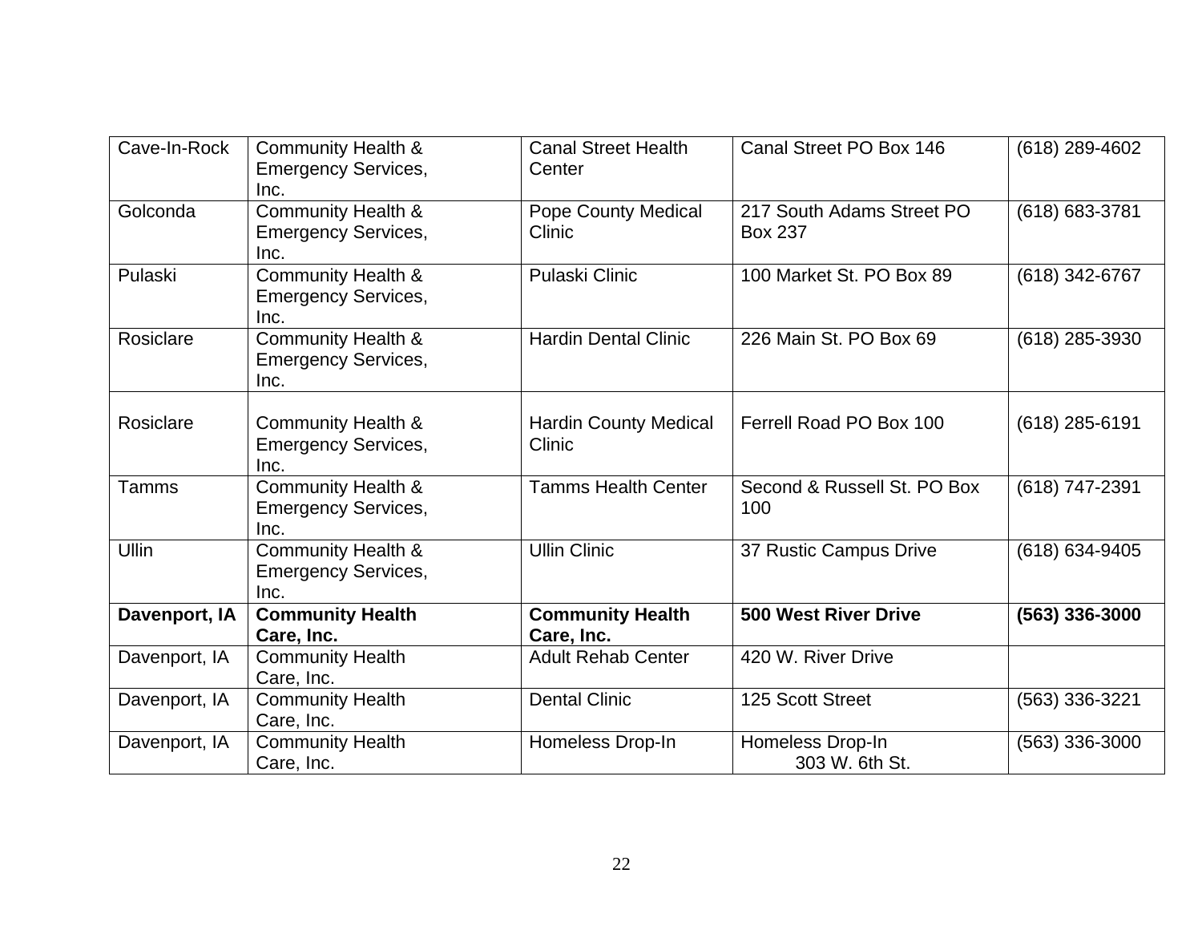| Cave-In-Rock | Community Health & Emergency Services, Inc. | Canal Street Health Center | Canal Street PO Box 146 | (618) 289-4602 |
|---|---|---|---|---|
| Golconda | Community Health & Emergency Services, Inc. | Pope County Medical Clinic | 217 South Adams Street PO Box 237 | (618) 683-3781 |
| Pulaski | Community Health & Emergency Services, Inc. | Pulaski Clinic | 100 Market St. PO Box 89 | (618) 342-6767 |
| Rosiclare | Community Health & Emergency Services, Inc. | Hardin Dental Clinic | 226 Main St. PO Box 69 | (618) 285-3930 |
| Rosiclare | Community Health & Emergency Services, Inc. | Hardin County Medical Clinic | Ferrell Road PO Box 100 | (618) 285-6191 |
| Tamms | Community Health & Emergency Services, Inc. | Tamms Health Center | Second & Russell St. PO Box 100 | (618) 747-2391 |
| Ullin | Community Health & Emergency Services, Inc. | Ullin Clinic | 37 Rustic Campus Drive | (618) 634-9405 |
| **Davenport, IA** | **Community Health Care, Inc.** | **Community Health Care, Inc.** | **500 West River Drive** | **(563) 336-3000** |
| Davenport, IA | Community Health Care, Inc. | Adult Rehab Center | 420 W. River Drive | |
| Davenport, IA | Community Health Care, Inc. | Dental Clinic | 125 Scott Street | (563) 336-3221 |
| Davenport, IA | Community Health Care, Inc. | Homeless Drop-In | Homeless Drop-In 303 W. 6th St. | (563) 336-3000 |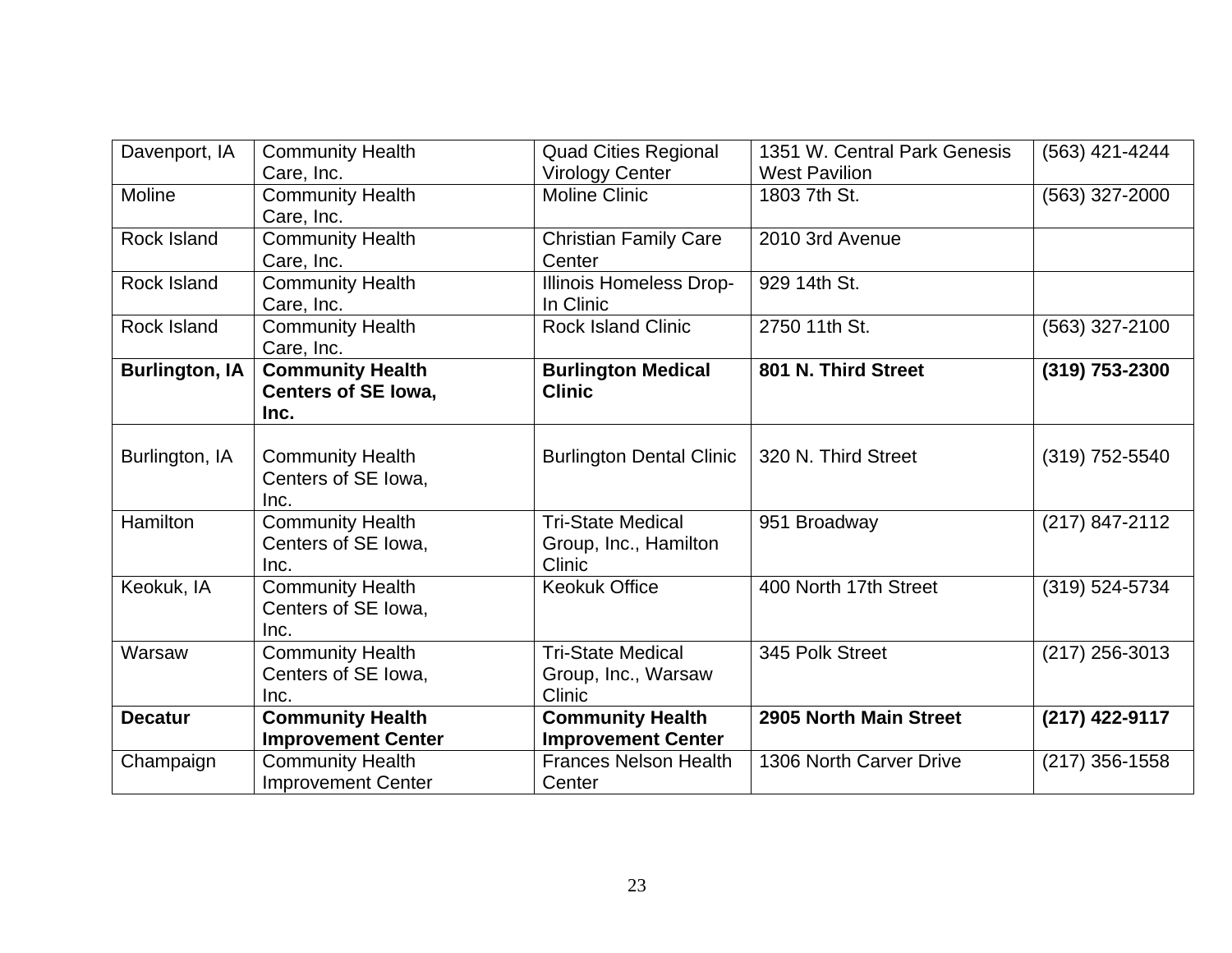| Davenport, IA | Community Health Care, Inc. | Quad Cities Regional Virology Center | 1351 W. Central Park Genesis West Pavilion | (563) 421-4244 |
|---|---|---|---|---|
| Moline | Community Health Care, Inc. | Moline Clinic | 1803 7th St. | (563) 327-2000 |
| Rock Island | Community Health Care, Inc. | Christian Family Care Center | 2010 3rd Avenue | |
| Rock Island | Community Health Care, Inc. | Illinois Homeless Drop-In Clinic | 929 14th St. | |
| Rock Island | Community Health Care, Inc. | Rock Island Clinic | 2750 11th St. | (563) 327-2100 |
| **Burlington, IA** | **Community Health Centers of SE Iowa, Inc.** | **Burlington Medical Clinic** | **801 N. Third Street** | **(319) 753-2300** |
| Burlington, IA | Community Health Centers of SE Iowa, Inc. | Burlington Dental Clinic | 320 N. Third Street | (319) 752-5540 |
| Hamilton | Community Health Centers of SE Iowa, Inc. | Tri-State Medical Group, Inc., Hamilton Clinic | 951 Broadway | (217) 847-2112 |
| Keokuk, IA | Community Health Centers of SE Iowa, Inc. | Keokuk Office | 400 North 17th Street | (319) 524-5734 |
| Warsaw | Community Health Centers of SE Iowa, Inc. | Tri-State Medical Group, Inc., Warsaw Clinic | 345 Polk Street | (217) 256-3013 |
| **Decatur** | **Community Health Improvement Center** | **Community Health Improvement Center** | **2905 North Main Street** | **(217) 422-9117** |
| Champaign | Community Health Improvement Center | Frances Nelson Health Center | 1306 North Carver Drive | (217) 356-1558 |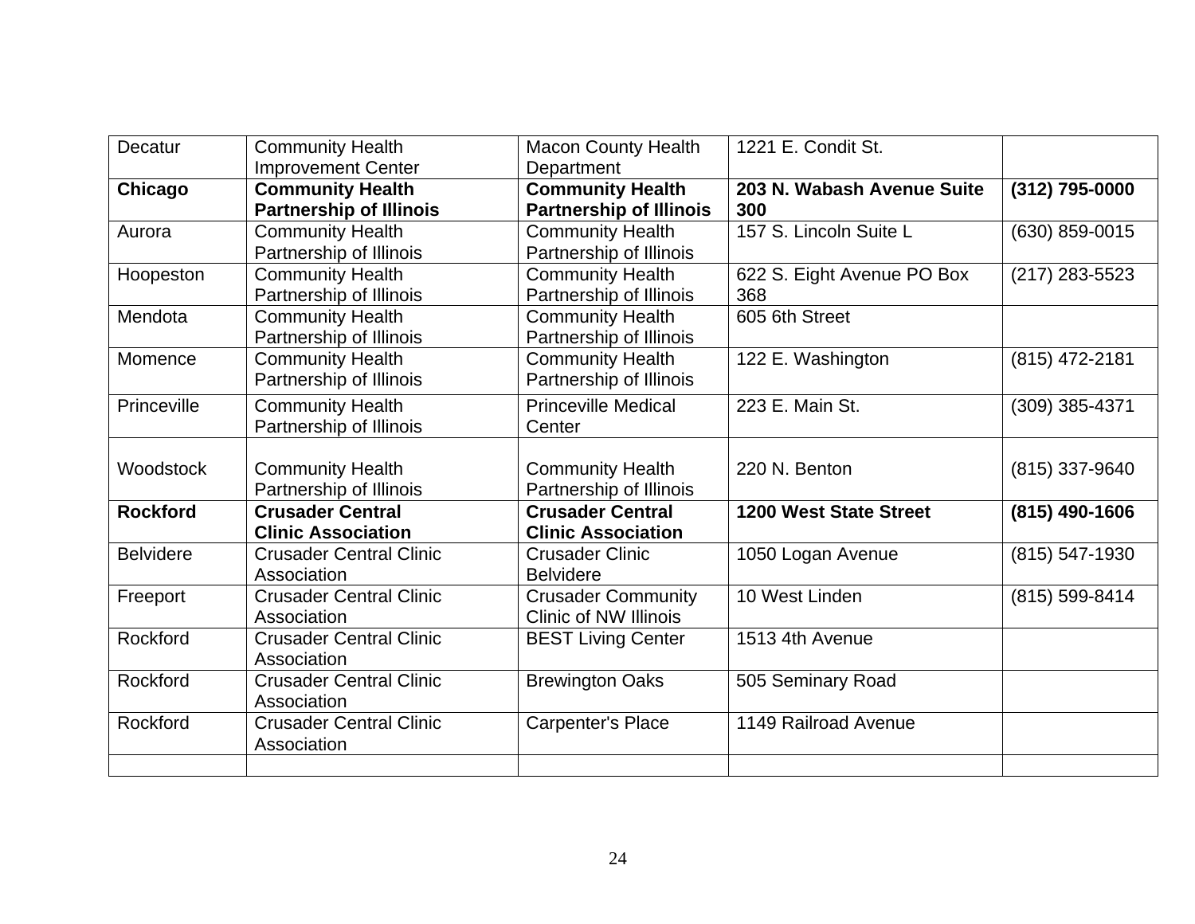| Decatur | Community Health Improvement Center | Macon County Health Department | 1221 E. Condit St. | |
|---|---|---|---|---|
| **Chicago** | **Community Health Partnership of Illinois** | **Community Health Partnership of Illinois** | **203 N. Wabash Avenue Suite 300** | **(312) 795-0000** |
| Aurora | Community Health Partnership of Illinois | Community Health Partnership of Illinois | 157 S. Lincoln Suite L | (630) 859-0015 |
| Hoopeston | Community Health Partnership of Illinois | Community Health Partnership of Illinois | 622 S. Eight Avenue PO Box 368 | (217) 283-5523 |
| Mendota | Community Health Partnership of Illinois | Community Health Partnership of Illinois | 605 6th Street | |
| Momence | Community Health Partnership of Illinois | Community Health Partnership of Illinois | 122 E. Washington | (815) 472-2181 |
| Princeville | Community Health Partnership of Illinois | Princeville Medical Center | 223 E. Main St. | (309) 385-4371 |
| Woodstock | Community Health Partnership of Illinois | Community Health Partnership of Illinois | 220 N. Benton | (815) 337-9640 |
| **Rockford** | **Crusader Central Clinic Association** | **Crusader Central Clinic Association** | **1200 West State Street** | **(815) 490-1606** |
| Belvidere | Crusader Central Clinic Association | Crusader Clinic Belvidere | 1050 Logan Avenue | (815) 547-1930 |
| Freeport | Crusader Central Clinic Association | Crusader Community Clinic of NW Illinois | 10 West Linden | (815) 599-8414 |
| Rockford | Crusader Central Clinic Association | BEST Living Center | 1513 4th Avenue | |
| Rockford | Crusader Central Clinic Association | Brewington Oaks | 505 Seminary Road | |
| Rockford | Crusader Central Clinic Association | Carpenter's Place | 1149 Railroad Avenue | |
| | | | | |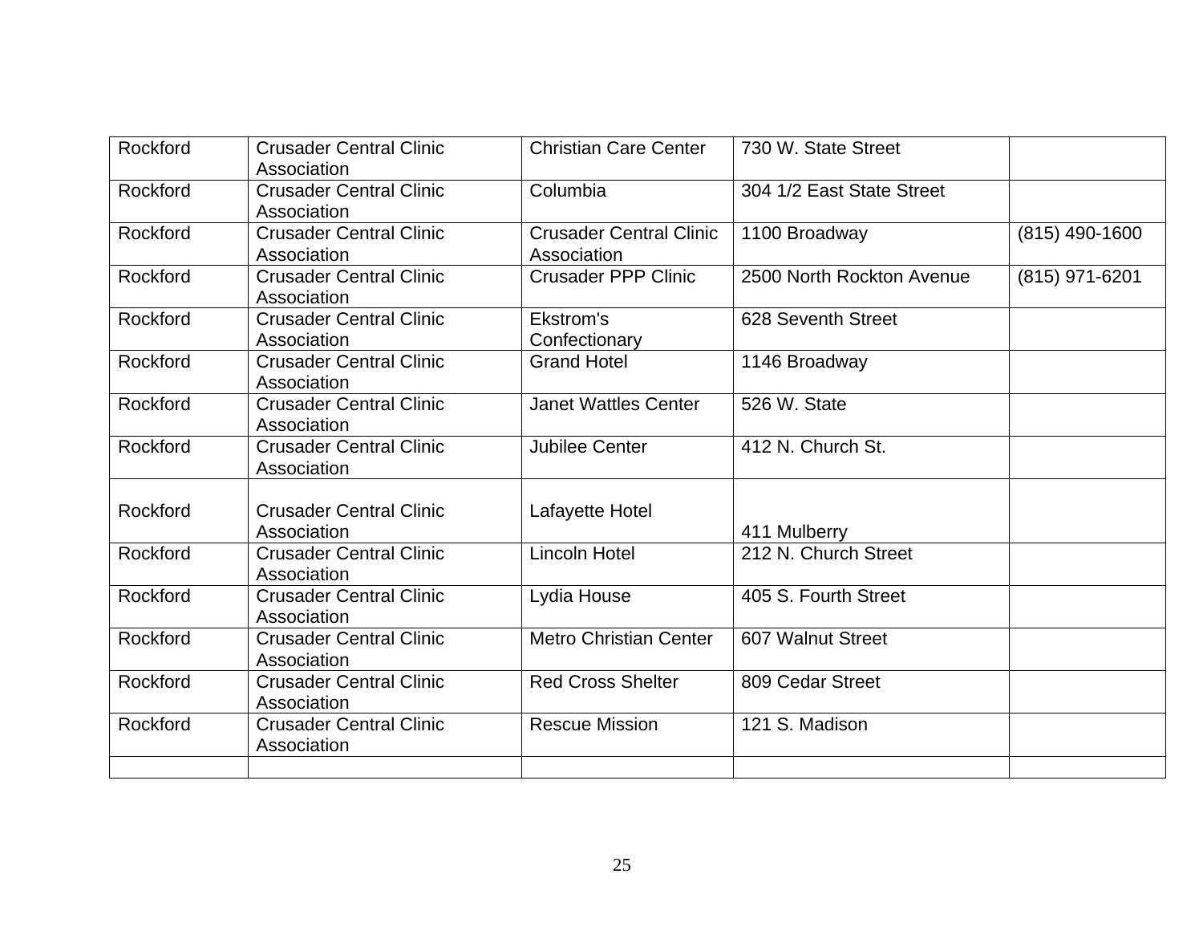| | | | | |
|---|---|---|---|---|
| Rockford | Crusader Central Clinic Association | Christian Care Center | 730 W. State Street | |
| Rockford | Crusader Central Clinic Association | Columbia | 304 1/2 East State Street | |
| Rockford | Crusader Central Clinic Association | Crusader Central Clinic Association | 1100 Broadway | (815) 490-1600 |
| Rockford | Crusader Central Clinic Association | Crusader PPP Clinic | 2500 North Rockton Avenue | (815) 971-6201 |
| Rockford | Crusader Central Clinic Association | Ekstrom's Confectionary | 628 Seventh Street | |
| Rockford | Crusader Central Clinic Association | Grand Hotel | 1146 Broadway | |
| Rockford | Crusader Central Clinic Association | Janet Wattles Center | 526 W. State | |
| Rockford | Crusader Central Clinic Association | Jubilee Center | 412 N. Church St. | |
| Rockford | Crusader Central Clinic Association | Lafayette Hotel | 411 Mulberry | |
| Rockford | Crusader Central Clinic Association | Lincoln Hotel | 212 N. Church Street | |
| Rockford | Crusader Central Clinic Association | Lydia House | 405 S. Fourth Street | |
| Rockford | Crusader Central Clinic Association | Metro Christian Center | 607 Walnut Street | |
| Rockford | Crusader Central Clinic Association | Red Cross Shelter | 809 Cedar Street | |
| Rockford | Crusader Central Clinic Association | Rescue Mission | 121 S. Madison | |
| | | | | |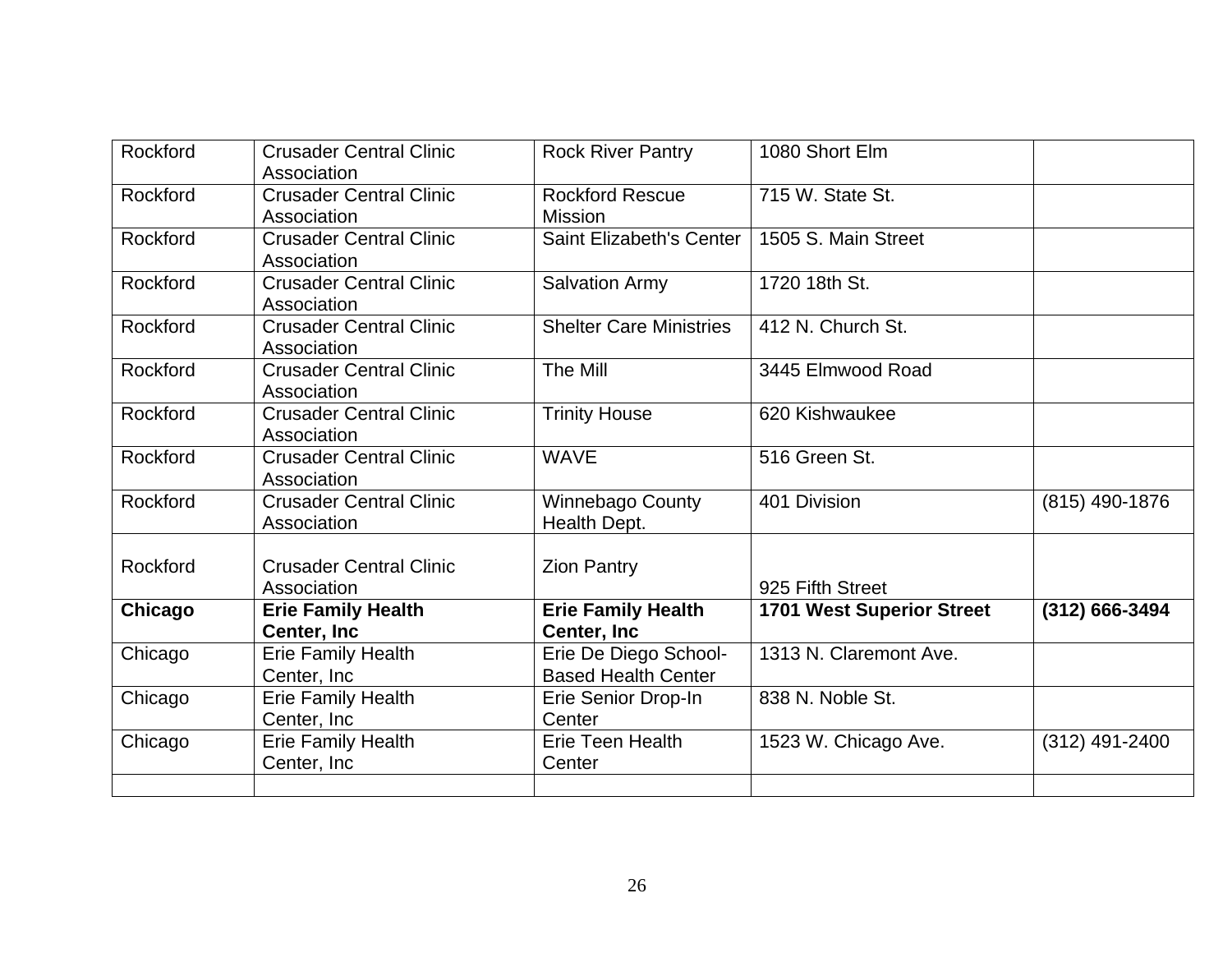| Rockford | Crusader Central Clinic Association | Rock River Pantry | 1080 Short Elm | |
|---|---|---|---|---|
| Rockford | Crusader Central Clinic Association | Rockford Rescue Mission | 715 W. State St. | |
| Rockford | Crusader Central Clinic Association | Saint Elizabeth's Center | 1505 S. Main Street | |
| Rockford | Crusader Central Clinic Association | Salvation Army | 1720 18th St. | |
| Rockford | Crusader Central Clinic Association | Shelter Care Ministries | 412 N. Church St. | |
| Rockford | Crusader Central Clinic Association | The Mill | 3445 Elmwood Road | |
| Rockford | Crusader Central Clinic Association | Trinity House | 620 Kishwaukee | |
| Rockford | Crusader Central Clinic Association | WAVE | 516 Green St. | |
| Rockford | Crusader Central Clinic Association | Winnebago County Health Dept. | 401 Division | (815) 490-1876 |
| Rockford | Crusader Central Clinic Association | Zion Pantry | 925 Fifth Street | |
| **Chicago** | **Erie Family Health Center, Inc** | **Erie Family Health Center, Inc** | **1701 West Superior Street** | **(312) 666-3494** |
| Chicago | Erie Family Health Center, Inc | Erie De Diego School-Based Health Center | 1313 N. Claremont Ave. | |
| Chicago | Erie Family Health Center, Inc | Erie Senior Drop-In Center | 838 N. Noble St. | |
| Chicago | Erie Family Health Center, Inc | Erie Teen Health Center | 1523 W. Chicago Ave. | (312) 491-2400 |
| | | | | |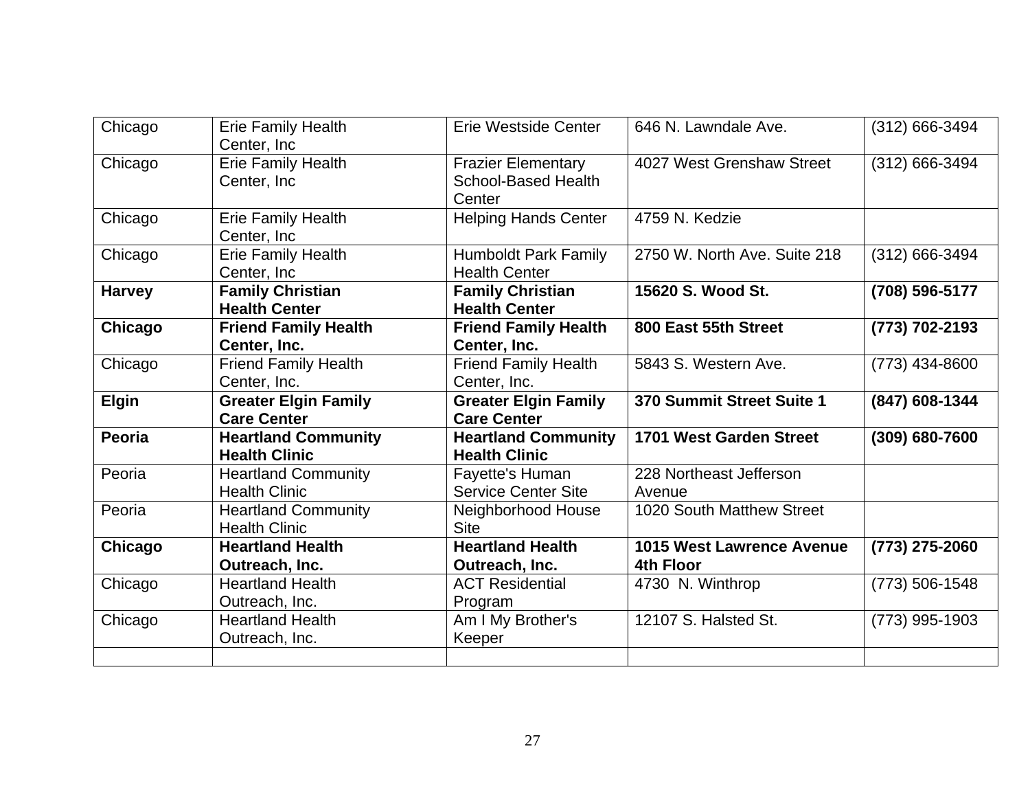| Chicago | Erie Family Health Center, Inc | Erie Westside Center | 646 N. Lawndale Ave. | (312) 666-3494 |
|---|---|---|---|---|
| Chicago | Erie Family Health Center, Inc | Frazier Elementary School-Based Health Center | 4027 West Grenshaw Street | (312) 666-3494 |
| Chicago | Erie Family Health Center, Inc | Helping Hands Center | 4759 N. Kedzie | |
| Chicago | Erie Family Health Center, Inc | Humboldt Park Family Health Center | 2750 W. North Ave. Suite 218 | (312) 666-3494 |
| **Harvey** | **Family Christian Health Center** | **Family Christian Health Center** | **15620 S. Wood St.** | **(708) 596-5177** |
| **Chicago** | **Friend Family Health Center, Inc.** | **Friend Family Health Center, Inc.** | **800 East 55th Street** | **(773) 702-2193** |
| Chicago | Friend Family Health Center, Inc. | Friend Family Health Center, Inc. | 5843 S. Western Ave. | (773) 434-8600 |
| **Elgin** | **Greater Elgin Family Care Center** | **Greater Elgin Family Care Center** | **370 Summit Street Suite 1** | **(847) 608-1344** |
| **Peoria** | **Heartland Community Health Clinic** | **Heartland Community Health Clinic** | **1701 West Garden Street** | **(309) 680-7600** |
| Peoria | Heartland Community Health Clinic | Fayette's Human Service Center Site | 228 Northeast Jefferson Avenue | |
| Peoria | Heartland Community Health Clinic | Neighborhood House Site | 1020 South Matthew Street | |
| **Chicago** | **Heartland Health Outreach, Inc.** | **Heartland Health Outreach, Inc.** | **1015 West Lawrence Avenue 4th Floor** | **(773) 275-2060** |
| Chicago | Heartland Health Outreach, Inc. | ACT Residential Program | 4730 N. Winthrop | (773) 506-1548 |
| Chicago | Heartland Health Outreach, Inc. | Am I My Brother's Keeper | 12107 S. Halsted St. | (773) 995-1903 |
| | | | | |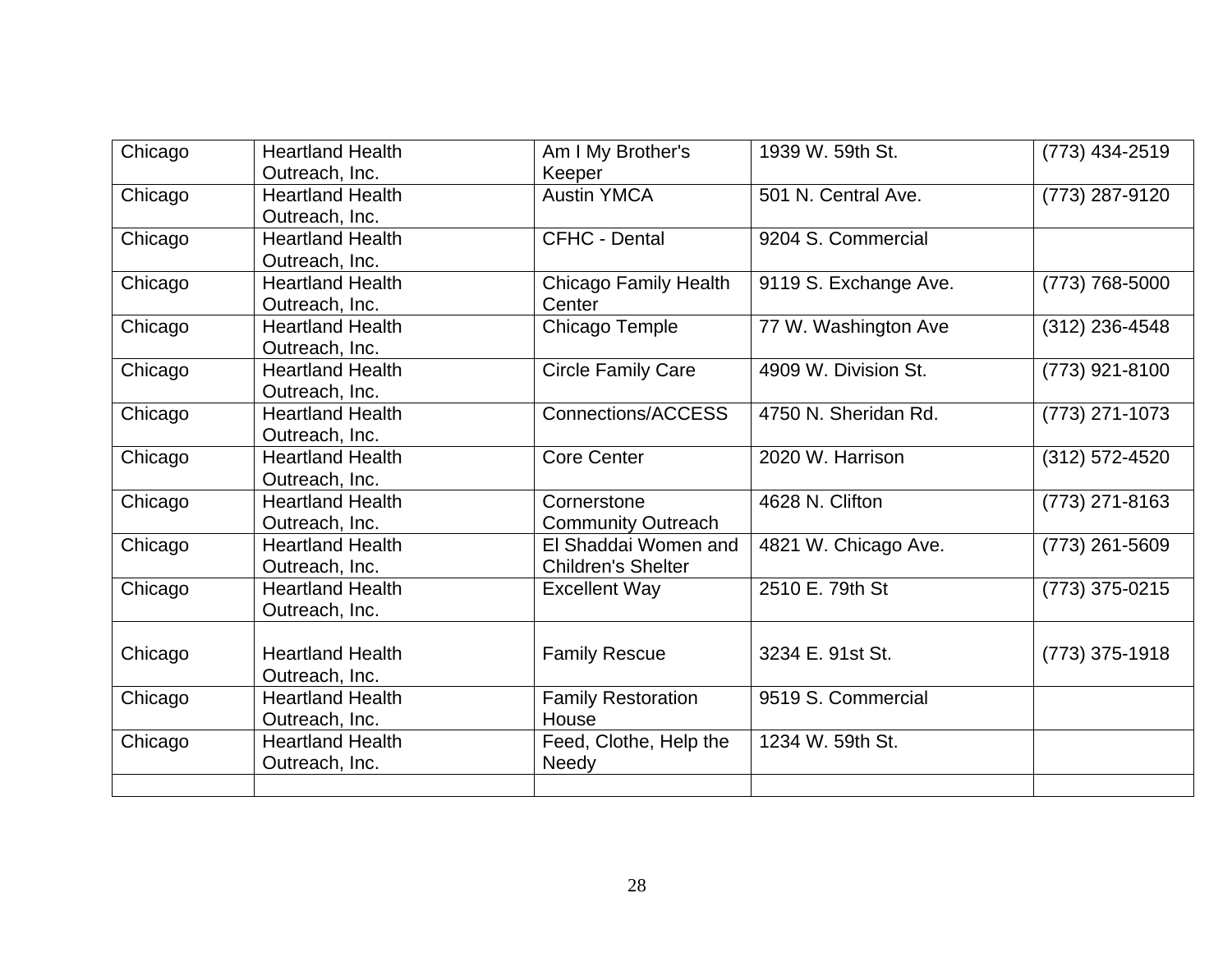| Chicago | Heartland Health Outreach, Inc. | Am I My Brother's Keeper | 1939 W. 59th St. | (773) 434-2519 |
|---|---|---|---|---|
| Chicago | Heartland Health Outreach, Inc. | Austin YMCA | 501 N. Central Ave. | (773) 287-9120 |
| Chicago | Heartland Health Outreach, Inc. | CFHC - Dental | 9204 S. Commercial | |
| Chicago | Heartland Health Outreach, Inc. | Chicago Family Health Center | 9119 S. Exchange Ave. | (773) 768-5000 |
| Chicago | Heartland Health Outreach, Inc. | Chicago Temple | 77 W. Washington Ave | (312) 236-4548 |
| Chicago | Heartland Health Outreach, Inc. | Circle Family Care | 4909 W. Division St. | (773) 921-8100 |
| Chicago | Heartland Health Outreach, Inc. | Connections/ACCESS | 4750 N. Sheridan Rd. | (773) 271-1073 |
| Chicago | Heartland Health Outreach, Inc. | Core Center | 2020 W. Harrison | (312) 572-4520 |
| Chicago | Heartland Health Outreach, Inc. | Cornerstone Community Outreach | 4628 N. Clifton | (773) 271-8163 |
| Chicago | Heartland Health Outreach, Inc. | El Shaddai Women and Children's Shelter | 4821 W. Chicago Ave. | (773) 261-5609 |
| Chicago | Heartland Health Outreach, Inc. | Excellent Way | 2510 E. 79th St | (773) 375-0215 |
| Chicago | Heartland Health Outreach, Inc. | Family Rescue | 3234 E. 91st St. | (773) 375-1918 |
| Chicago | Heartland Health Outreach, Inc. | Family Restoration House | 9519 S. Commercial | |
| Chicago | Heartland Health Outreach, Inc. | Feed, Clothe, Help the Needy | 1234 W. 59th St. | |
| | | | | |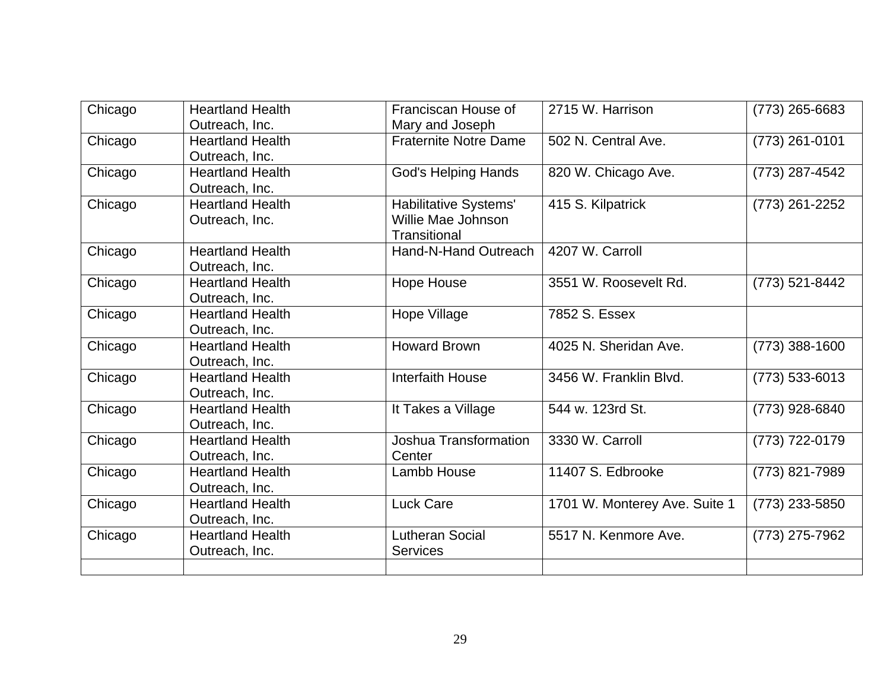| Chicago | Heartland Health Outreach, Inc. | Franciscan House of Mary and Joseph | 2715 W. Harrison | (773) 265-6683 |
|---|---|---|---|---|
| Chicago | Heartland Health Outreach, Inc. | Fraternite Notre Dame | 502 N. Central Ave. | (773) 261-0101 |
| Chicago | Heartland Health Outreach, Inc. | God's Helping Hands | 820 W. Chicago Ave. | (773) 287-4542 |
| Chicago | Heartland Health Outreach, Inc. | Habilitative Systems' Willie Mae Johnson Transitional | 415 S. Kilpatrick | (773) 261-2252 |
| Chicago | Heartland Health Outreach, Inc. | Hand-N-Hand Outreach | 4207 W. Carroll | |
| Chicago | Heartland Health Outreach, Inc. | Hope House | 3551 W. Roosevelt Rd. | (773) 521-8442 |
| Chicago | Heartland Health Outreach, Inc. | Hope Village | 7852 S. Essex | |
| Chicago | Heartland Health Outreach, Inc. | Howard Brown | 4025 N. Sheridan Ave. | (773) 388-1600 |
| Chicago | Heartland Health Outreach, Inc. | Interfaith House | 3456 W. Franklin Blvd. | (773) 533-6013 |
| Chicago | Heartland Health Outreach, Inc. | It Takes a Village | 544 w. 123rd St. | (773) 928-6840 |
| Chicago | Heartland Health Outreach, Inc. | Joshua Transformation Center | 3330 W. Carroll | (773) 722-0179 |
| Chicago | Heartland Health Outreach, Inc. | Lambb House | 11407 S. Edbrooke | (773) 821-7989 |
| Chicago | Heartland Health Outreach, Inc. | Luck Care | 1701 W. Monterey Ave. Suite 1 | (773) 233-5850 |
| Chicago | Heartland Health Outreach, Inc. | Lutheran Social Services | 5517 N. Kenmore Ave. | (773) 275-7962 |
| | | | | |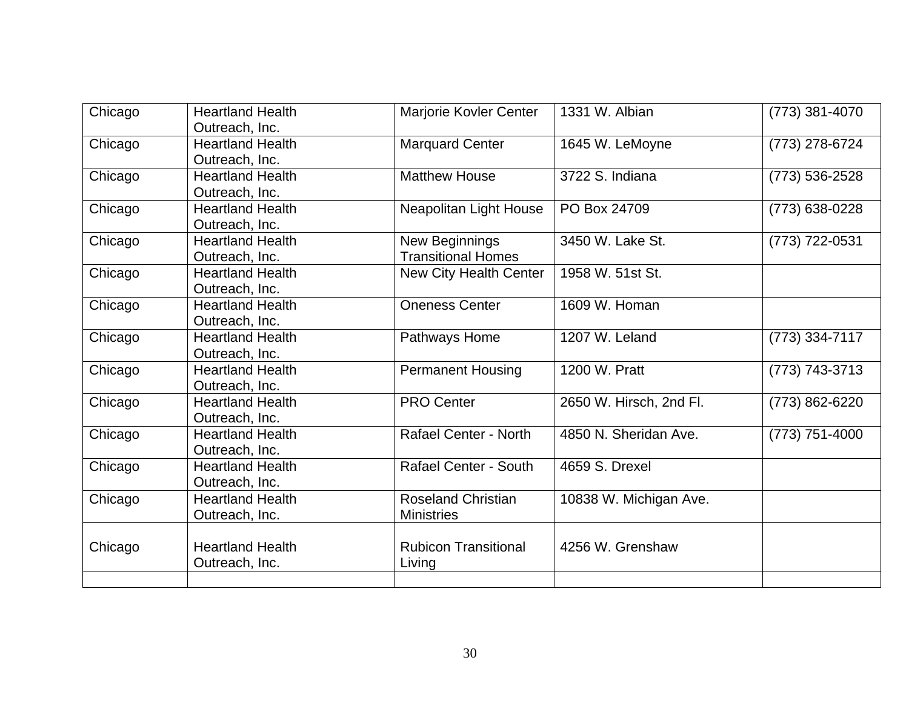| | | | | |
|---|---|---|---|---|
| Chicago | Heartland Health Outreach, Inc. | Marjorie Kovler Center | 1331 W. Albian | (773) 381-4070 |
| Chicago | Heartland Health Outreach, Inc. | Marquard Center | 1645 W. LeMoyne | (773) 278-6724 |
| Chicago | Heartland Health Outreach, Inc. | Matthew House | 3722 S. Indiana | (773) 536-2528 |
| Chicago | Heartland Health Outreach, Inc. | Neapolitan Light House | PO Box 24709 | (773) 638-0228 |
| Chicago | Heartland Health Outreach, Inc. | New Beginnings Transitional Homes | 3450 W. Lake St. | (773) 722-0531 |
| Chicago | Heartland Health Outreach, Inc. | New City Health Center | 1958 W. 51st St. | |
| Chicago | Heartland Health Outreach, Inc. | Oneness Center | 1609 W. Homan | |
| Chicago | Heartland Health Outreach, Inc. | Pathways Home | 1207 W. Leland | (773) 334-7117 |
| Chicago | Heartland Health Outreach, Inc. | Permanent Housing | 1200 W. Pratt | (773) 743-3713 |
| Chicago | Heartland Health Outreach, Inc. | PRO Center | 2650 W. Hirsch, 2nd Fl. | (773) 862-6220 |
| Chicago | Heartland Health Outreach, Inc. | Rafael Center - North | 4850 N. Sheridan Ave. | (773) 751-4000 |
| Chicago | Heartland Health Outreach, Inc. | Rafael Center - South | 4659 S. Drexel | |
| Chicago | Heartland Health Outreach, Inc. | Roseland Christian Ministries | 10838 W. Michigan Ave. | |
| Chicago | Heartland Health Outreach, Inc. | Rubicon Transitional Living | 4256 W. Grenshaw | |
| | | | | |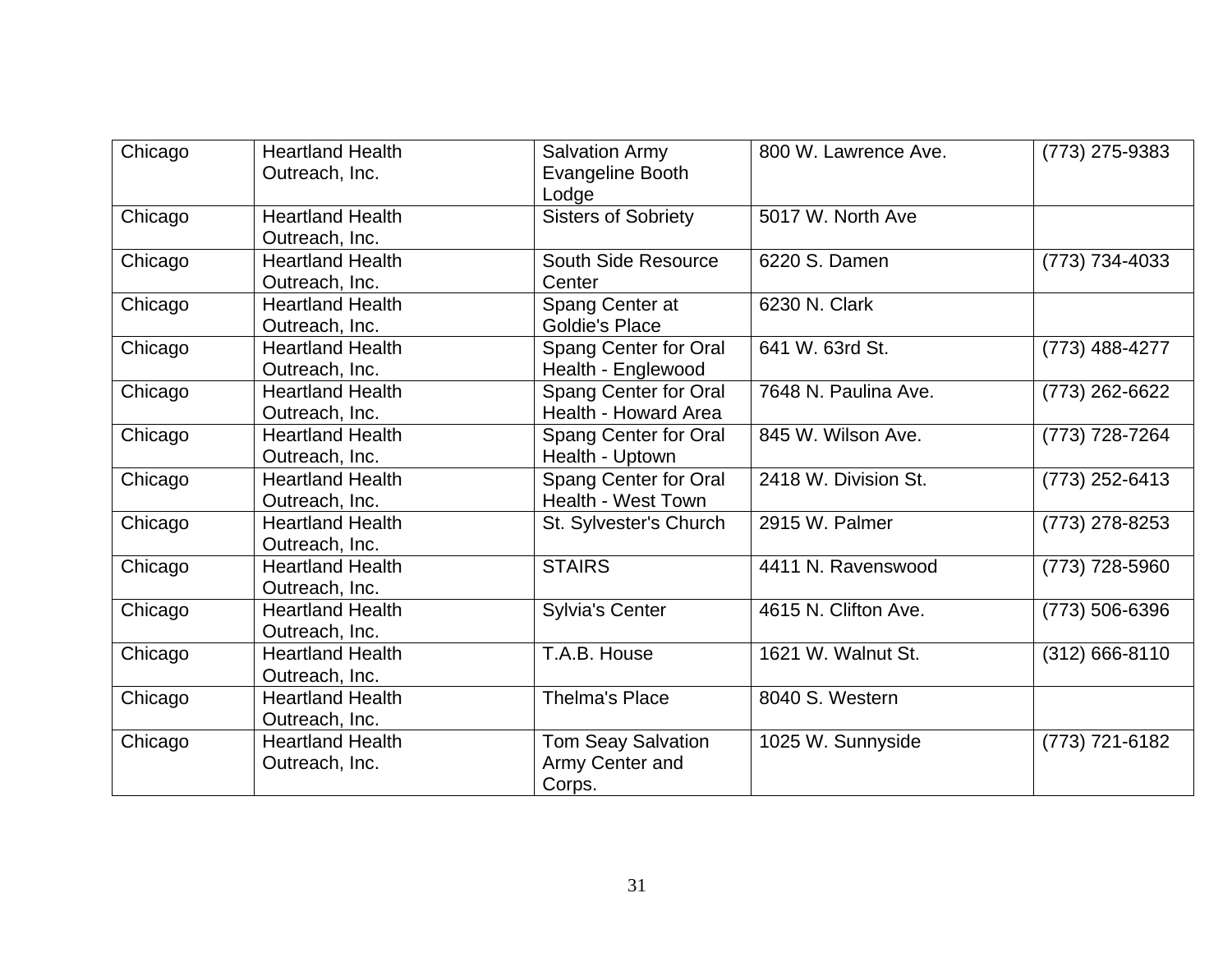| Chicago | Heartland Health Outreach, Inc. | Salvation Army Evangeline Booth Lodge | 800 W. Lawrence Ave. | (773) 275-9383 |
|---|---|---|---|---|
| Chicago | Heartland Health Outreach, Inc. | Sisters of Sobriety | 5017 W. North Ave | |
| Chicago | Heartland Health Outreach, Inc. | South Side Resource Center | 6220 S. Damen | (773) 734-4033 |
| Chicago | Heartland Health Outreach, Inc. | Spang Center at Goldie's Place | 6230 N. Clark | |
| Chicago | Heartland Health Outreach, Inc. | Spang Center for Oral Health - Englewood | 641 W. 63rd St. | (773) 488-4277 |
| Chicago | Heartland Health Outreach, Inc. | Spang Center for Oral Health - Howard Area | 7648 N. Paulina Ave. | (773) 262-6622 |
| Chicago | Heartland Health Outreach, Inc. | Spang Center for Oral Health - Uptown | 845 W. Wilson Ave. | (773) 728-7264 |
| Chicago | Heartland Health Outreach, Inc. | Spang Center for Oral Health - West Town | 2418 W. Division St. | (773) 252-6413 |
| Chicago | Heartland Health Outreach, Inc. | St. Sylvester's Church | 2915 W. Palmer | (773) 278-8253 |
| Chicago | Heartland Health Outreach, Inc. | STAIRS | 4411 N. Ravenswood | (773) 728-5960 |
| Chicago | Heartland Health Outreach, Inc. | Sylvia's Center | 4615 N. Clifton Ave. | (773) 506-6396 |
| Chicago | Heartland Health Outreach, Inc. | T.A.B. House | 1621 W. Walnut St. | (312) 666-8110 |
| Chicago | Heartland Health Outreach, Inc. | Thelma's Place | 8040 S. Western | |
| Chicago | Heartland Health Outreach, Inc. | Tom Seay Salvation Army Center and Corps. | 1025 W. Sunnyside | (773) 721-6182 |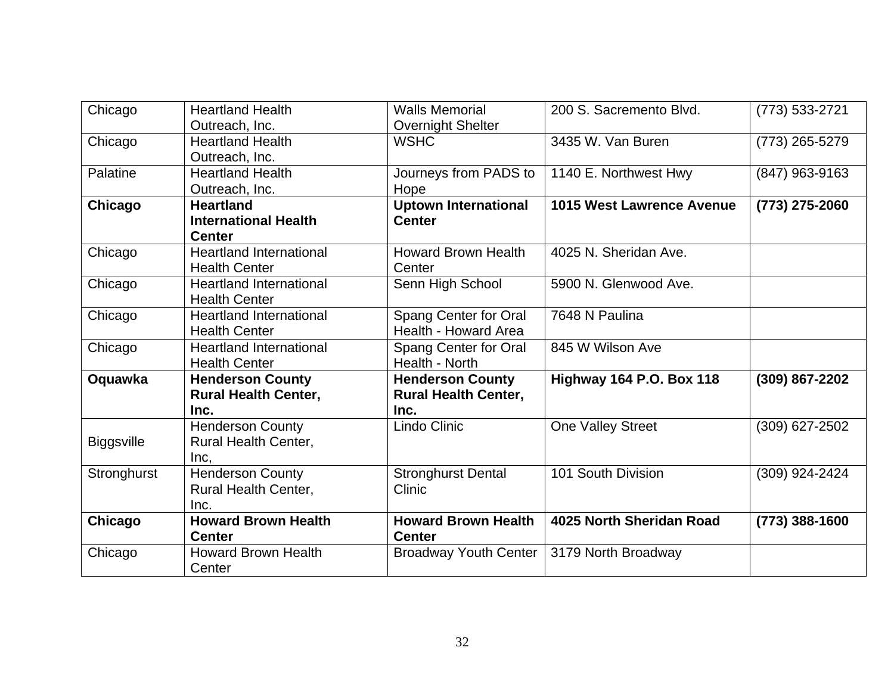| Chicago | Heartland Health Outreach, Inc. | Walls Memorial Overnight Shelter | 200 S. Sacremento Blvd. | (773) 533-2721 |
|---|---|---|---|---|
| Chicago | Heartland Health Outreach, Inc. | WSHC | 3435 W. Van Buren | (773) 265-5279 |
| Palatine | Heartland Health Outreach, Inc. | Journeys from PADS to Hope | 1140 E. Northwest Hwy | (847) 963-9163 |
| **Chicago** | **Heartland International Health Center** | **Uptown International Center** | **1015 West Lawrence Avenue** | **(773) 275-2060** |
| Chicago | Heartland International Health Center | Howard Brown Health Center | 4025 N. Sheridan Ave. | |
| Chicago | Heartland International Health Center | Senn High School | 5900 N. Glenwood Ave. | |
| Chicago | Heartland International Health Center | Spang Center for Oral Health - Howard Area | 7648 N Paulina | |
| Chicago | Heartland International Health Center | Spang Center for Oral Health - North | 845 W Wilson Ave | |
| **Oquawka** | **Henderson County Rural Health Center, Inc.** | **Henderson County Rural Health Center, Inc.** | **Highway 164 P.O. Box 118** | **(309) 867-2202** |
| Biggsville | Henderson County Rural Health Center, Inc, | Lindo Clinic | One Valley Street | (309) 627-2502 |
| Stronghurst | Henderson County Rural Health Center, Inc. | Stronghurst Dental Clinic | 101 South Division | (309) 924-2424 |
| **Chicago** | **Howard Brown Health Center** | **Howard Brown Health Center** | **4025 North Sheridan Road** | **(773) 388-1600** |
| Chicago | Howard Brown Health Center | Broadway Youth Center | 3179 North Broadway | |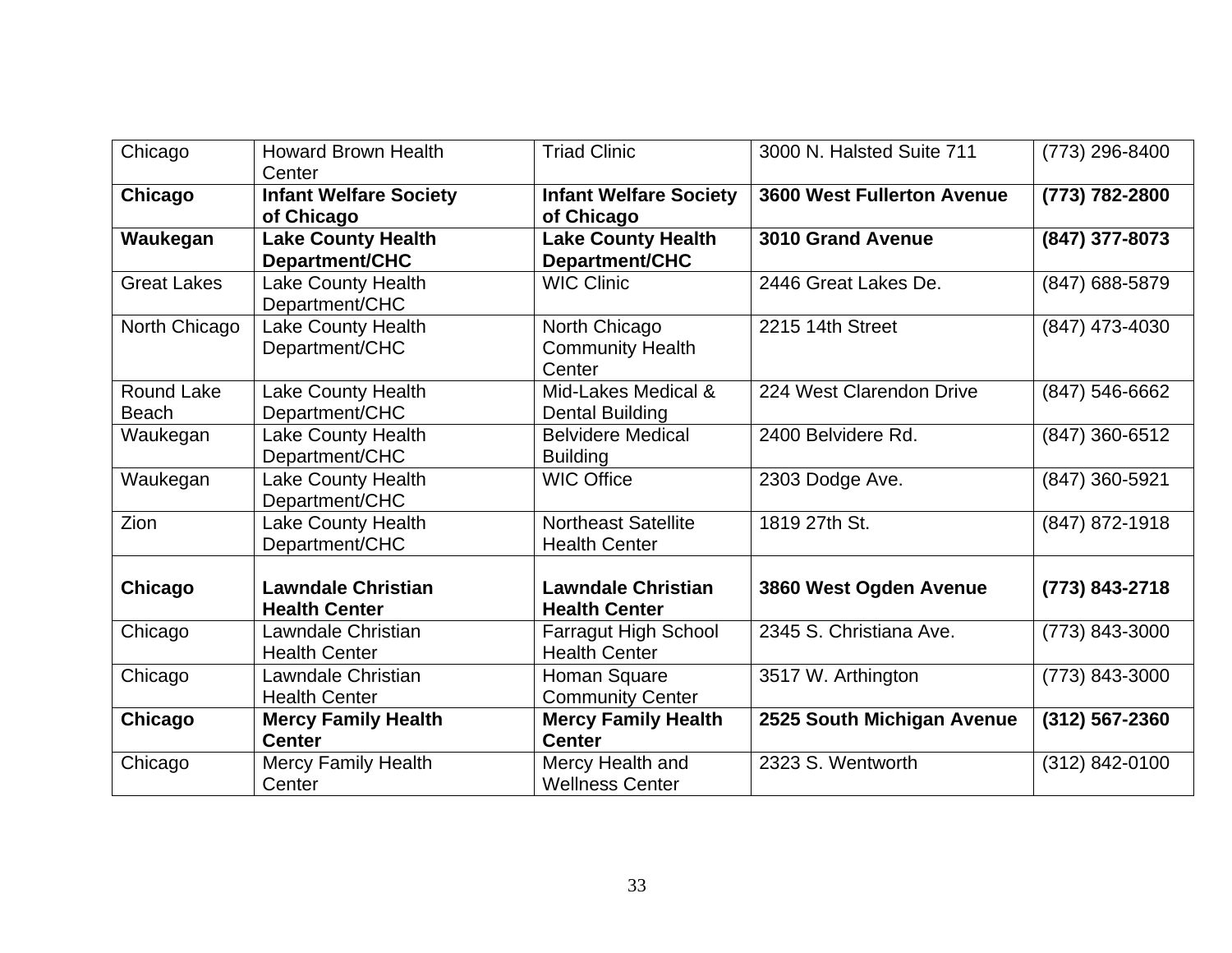| Chicago | Howard Brown Health Center | Triad Clinic | 3000 N. Halsted Suite 711 | (773) 296-8400 |
|---|---|---|---|---|
| **Chicago** | **Infant Welfare Society of Chicago** | **Infant Welfare Society of Chicago** | **3600 West Fullerton Avenue** | **(773) 782-2800** |
| **Waukegan** | **Lake County Health Department/CHC** | **Lake County Health Department/CHC** | **3010 Grand Avenue** | **(847) 377-8073** |
| Great Lakes | Lake County Health Department/CHC | WIC Clinic | 2446 Great Lakes De. | (847) 688-5879 |
| North Chicago | Lake County Health Department/CHC | North Chicago Community Health Center | 2215 14th Street | (847) 473-4030 |
| Round Lake Beach | Lake County Health Department/CHC | Mid-Lakes Medical & Dental Building | 224 West Clarendon Drive | (847) 546-6662 |
| Waukegan | Lake County Health Department/CHC | Belvidere Medical Building | 2400 Belvidere Rd. | (847) 360-6512 |
| Waukegan | Lake County Health Department/CHC | WIC Office | 2303 Dodge Ave. | (847) 360-5921 |
| Zion | Lake County Health Department/CHC | Northeast Satellite Health Center | 1819 27th St. | (847) 872-1918 |
| **Chicago** | **Lawndale Christian Health Center** | **Lawndale Christian Health Center** | **3860 West Ogden Avenue** | **(773) 843-2718** |
| Chicago | Lawndale Christian Health Center | Farragut High School Health Center | 2345 S. Christiana Ave. | (773) 843-3000 |
| Chicago | Lawndale Christian Health Center | Homan Square Community Center | 3517 W. Arthington | (773) 843-3000 |
| **Chicago** | **Mercy Family Health Center** | **Mercy Family Health Center** | **2525 South Michigan Avenue** | **(312) 567-2360** |
| Chicago | Mercy Family Health Center | Mercy Health and Wellness Center | 2323 S. Wentworth | (312) 842-0100 |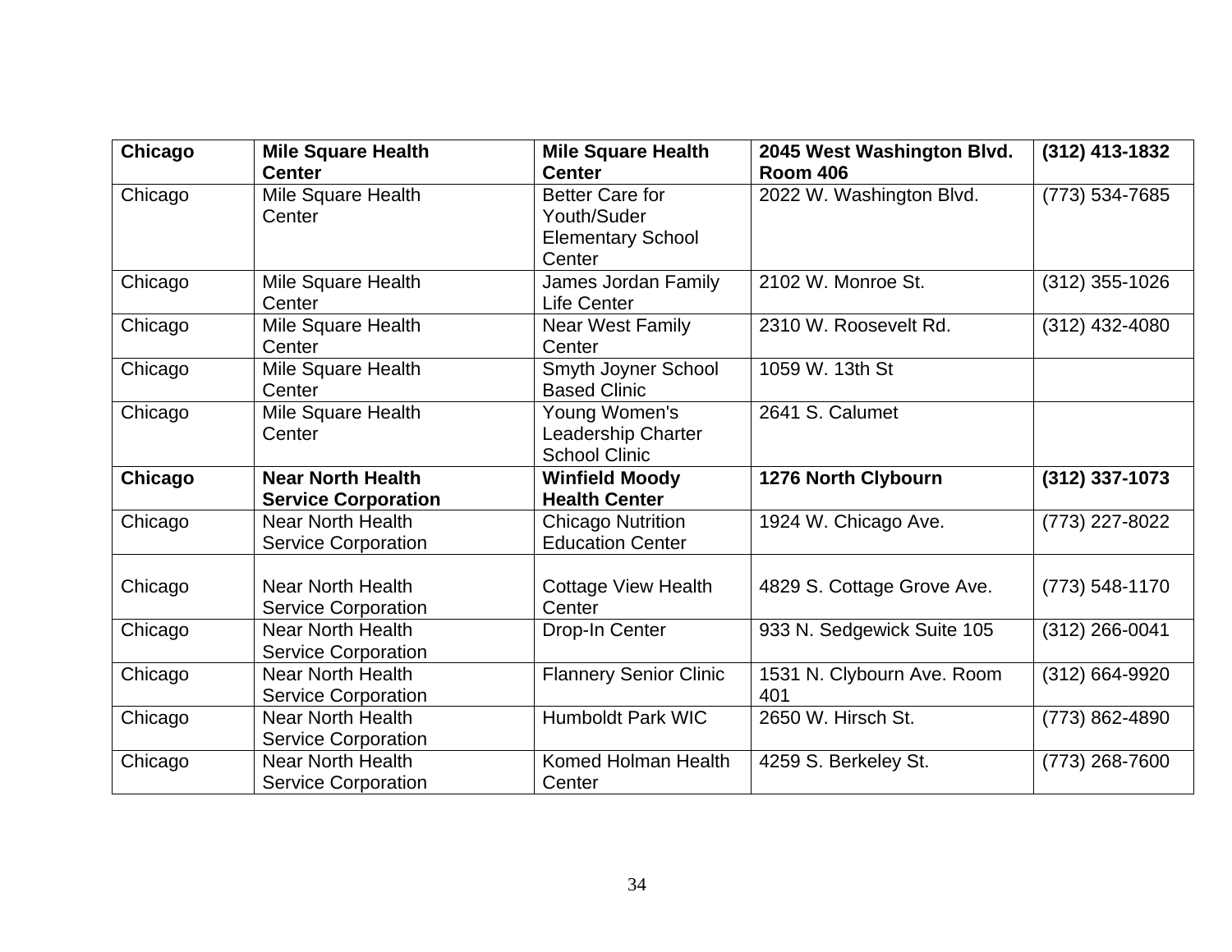| **Chicago** | **Mile Square Health Center** | **Mile Square Health Center** | **2045 West Washington Blvd. Room 406** | **(312) 413-1832** |
|---|---|---|---|---|
| Chicago | Mile Square Health Center | Better Care for Youth/Suder Elementary School Center | 2022 W. Washington Blvd. | (773) 534-7685 |
| Chicago | Mile Square Health Center | James Jordan Family Life Center | 2102 W. Monroe St. | (312) 355-1026 |
| Chicago | Mile Square Health Center | Near West Family Center | 2310 W. Roosevelt Rd. | (312) 432-4080 |
| Chicago | Mile Square Health Center | Smyth Joyner School Based Clinic | 1059 W. 13th St | |
| Chicago | Mile Square Health Center | Young Women's Leadership Charter School Clinic | 2641 S. Calumet | |
| **Chicago** | **Near North Health Service Corporation** | **Winfield Moody Health Center** | **1276 North Clybourn** | **(312) 337-1073** |
| Chicago | Near North Health Service Corporation | Chicago Nutrition Education Center | 1924 W. Chicago Ave. | (773) 227-8022 |
| Chicago | Near North Health Service Corporation | Cottage View Health Center | 4829 S. Cottage Grove Ave. | (773) 548-1170 |
| Chicago | Near North Health Service Corporation | Drop-In Center | 933 N. Sedgewick Suite 105 | (312) 266-0041 |
| Chicago | Near North Health Service Corporation | Flannery Senior Clinic | 1531 N. Clybourn Ave. Room 401 | (312) 664-9920 |
| Chicago | Near North Health Service Corporation | Humboldt Park WIC | 2650 W. Hirsch St. | (773) 862-4890 |
| Chicago | Near North Health Service Corporation | Komed Holman Health Center | 4259 S. Berkeley St. | (773) 268-7600 |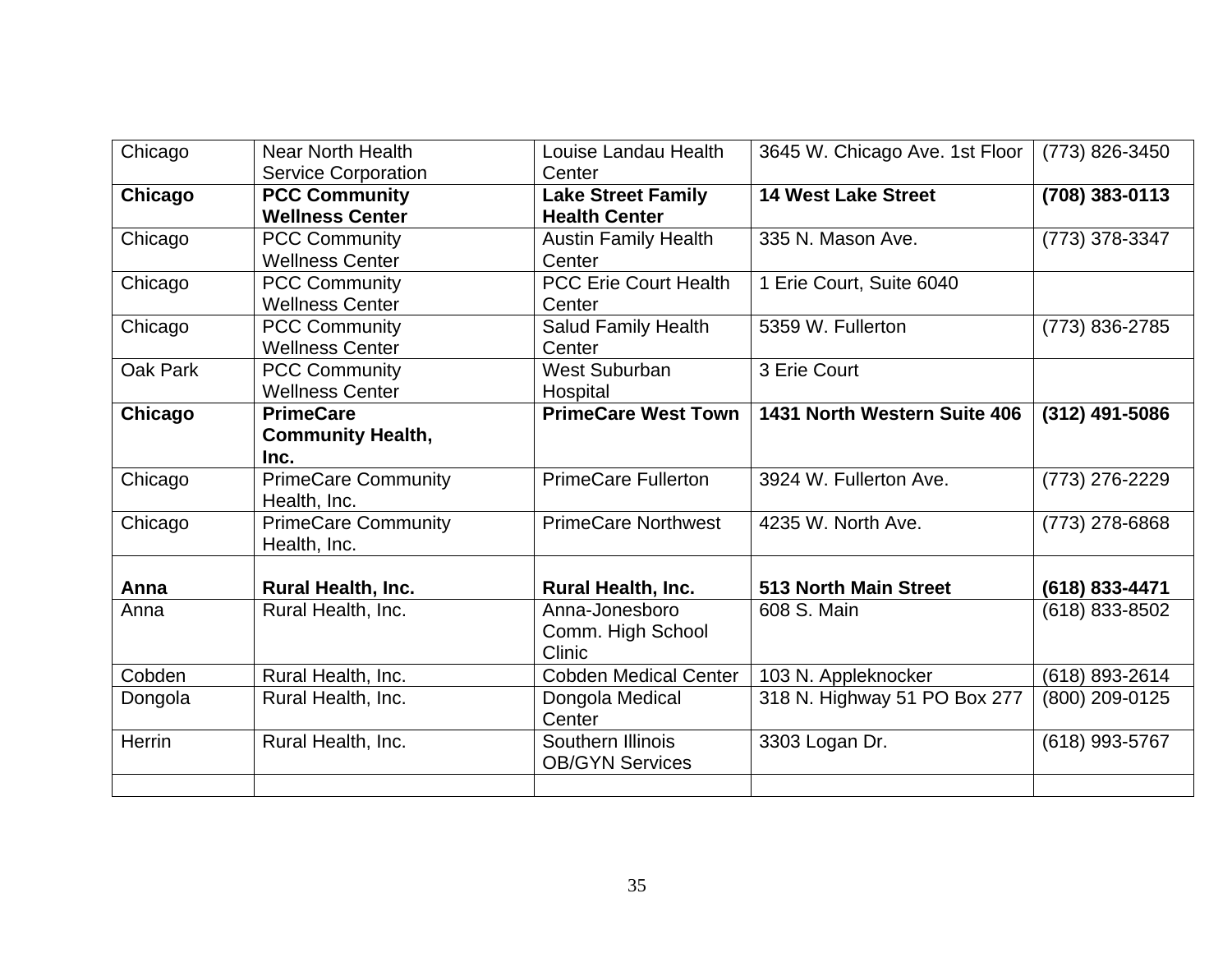| | | | | |
|---|---|---|---|---|
| Chicago | Near North Health Service Corporation | Louise Landau Health Center | 3645 W. Chicago Ave. 1st Floor | (773) 826-3450 |
| **Chicago** | **PCC Community Wellness Center** | **Lake Street Family Health Center** | **14 West Lake Street** | **(708) 383-0113** |
| Chicago | PCC Community Wellness Center | Austin Family Health Center | 335 N. Mason Ave. | (773) 378-3347 |
| Chicago | PCC Community Wellness Center | PCC Erie Court Health Center | 1 Erie Court, Suite 6040 | |
| Chicago | PCC Community Wellness Center | Salud Family Health Center | 5359 W. Fullerton | (773) 836-2785 |
| Oak Park | PCC Community Wellness Center | West Suburban Hospital | 3 Erie Court | |
| **Chicago** | **PrimeCare Community Health, Inc.** | **PrimeCare West Town** | **1431 North Western Suite 406** | **(312) 491-5086** |
| Chicago | PrimeCare Community Health, Inc. | PrimeCare Fullerton | 3924 W. Fullerton Ave. | (773) 276-2229 |
| Chicago | PrimeCare Community Health, Inc. | PrimeCare Northwest | 4235 W. North Ave. | (773) 278-6868 |
| **Anna** | **Rural Health, Inc.** | **Rural Health, Inc.** | **513 North Main Street** | **(618) 833-4471** |
| Anna | Rural Health, Inc. | Anna-Jonesboro Comm. High School Clinic | 608 S. Main | (618) 833-8502 |
| Cobden | Rural Health, Inc. | Cobden Medical Center | 103 N. Appleknocker | (618) 893-2614 |
| Dongola | Rural Health, Inc. | Dongola Medical Center | 318 N. Highway 51 PO Box 277 | (800) 209-0125 |
| Herrin | Rural Health, Inc. | Southern Illinois OB/GYN Services | 3303 Logan Dr. | (618) 993-5767 |
| | | | | |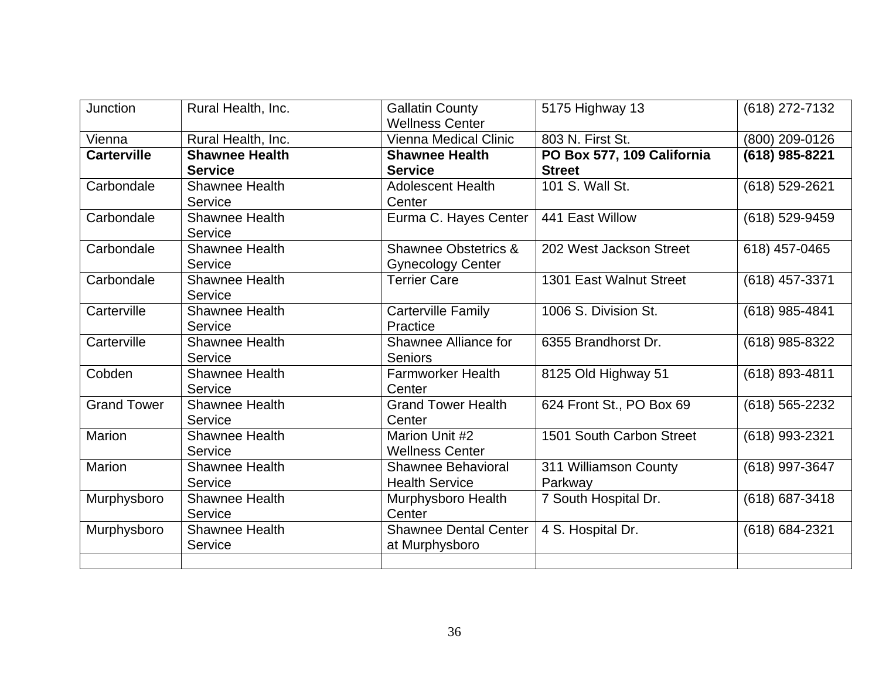| Junction | Rural Health, Inc. | Gallatin County Wellness Center | 5175 Highway 13 | (618) 272-7132 |
|---|---|---|---|---|
| Vienna | Rural Health, Inc. | Vienna Medical Clinic | 803 N. First St. | (800) 209-0126 |
| **Carterville** | **Shawnee Health Service** | **Shawnee Health Service** | **PO Box 577, 109 California Street** | **(618) 985-8221** |
| Carbondale | Shawnee Health Service | Adolescent Health Center | 101 S. Wall St. | (618) 529-2621 |
| Carbondale | Shawnee Health Service | Eurma C. Hayes Center | 441 East Willow | (618) 529-9459 |
| Carbondale | Shawnee Health Service | Shawnee Obstetrics & Gynecology Center | 202 West Jackson Street | 618) 457-0465 |
| Carbondale | Shawnee Health Service | Terrier Care | 1301 East Walnut Street | (618) 457-3371 |
| Carterville | Shawnee Health Service | Carterville Family Practice | 1006 S. Division St. | (618) 985-4841 |
| Carterville | Shawnee Health Service | Shawnee Alliance for Seniors | 6355 Brandhorst Dr. | (618) 985-8322 |
| Cobden | Shawnee Health Service | Farmworker Health Center | 8125 Old Highway 51 | (618) 893-4811 |
| Grand Tower | Shawnee Health Service | Grand Tower Health Center | 624 Front St., PO Box 69 | (618) 565-2232 |
| Marion | Shawnee Health Service | Marion Unit #2 Wellness Center | 1501 South Carbon Street | (618) 993-2321 |
| Marion | Shawnee Health Service | Shawnee Behavioral Health Service | 311 Williamson County Parkway | (618) 997-3647 |
| Murphysboro | Shawnee Health Service | Murphysboro Health Center | 7 South Hospital Dr. | (618) 687-3418 |
| Murphysboro | Shawnee Health Service | Shawnee Dental Center at Murphysboro | 4 S. Hospital Dr. | (618) 684-2321 |
| | | | | |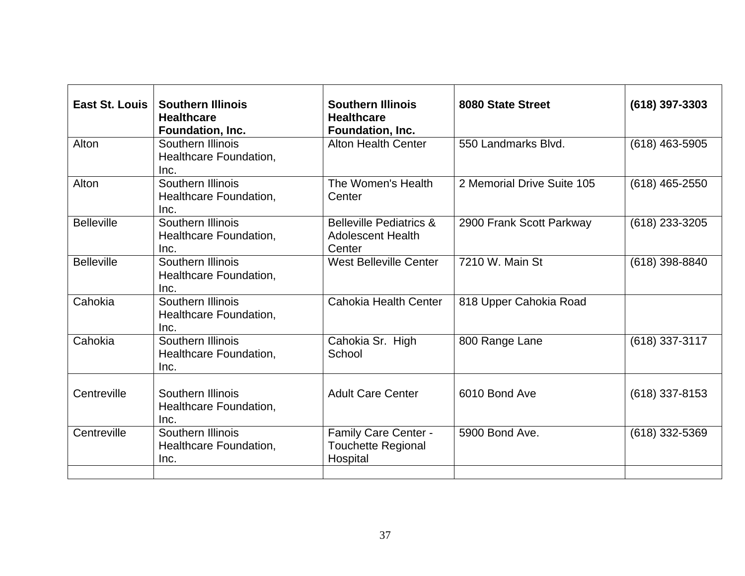| **East St. Louis** | **Southern Illinois Healthcare Foundation, Inc.** | **Southern Illinois Healthcare Foundation, Inc.** | **8080 State Street** | **(618) 397-3303** |
|---|---|---|---|---|
| Alton | Southern Illinois Healthcare Foundation, Inc. | Alton Health Center | 550 Landmarks Blvd. | (618) 463-5905 |
| Alton | Southern Illinois Healthcare Foundation, Inc. | The Women's Health Center | 2 Memorial Drive Suite 105 | (618) 465-2550 |
| Belleville | Southern Illinois Healthcare Foundation, Inc. | Belleville Pediatrics & Adolescent Health Center | 2900 Frank Scott Parkway | (618) 233-3205 |
| Belleville | Southern Illinois Healthcare Foundation, Inc. | West Belleville Center | 7210 W. Main St | (618) 398-8840 |
| Cahokia | Southern Illinois Healthcare Foundation, Inc. | Cahokia Health Center | 818 Upper Cahokia Road | |
| Cahokia | Southern Illinois Healthcare Foundation, Inc. | Cahokia Sr. High School | 800 Range Lane | (618) 337-3117 |
| Centreville | Southern Illinois Healthcare Foundation, Inc. | Adult Care Center | 6010 Bond Ave | (618) 337-8153 |
| Centreville | Southern Illinois Healthcare Foundation, Inc. | Family Care Center - Touchette Regional Hospital | 5900 Bond Ave. | (618) 332-5369 |
| | | | | |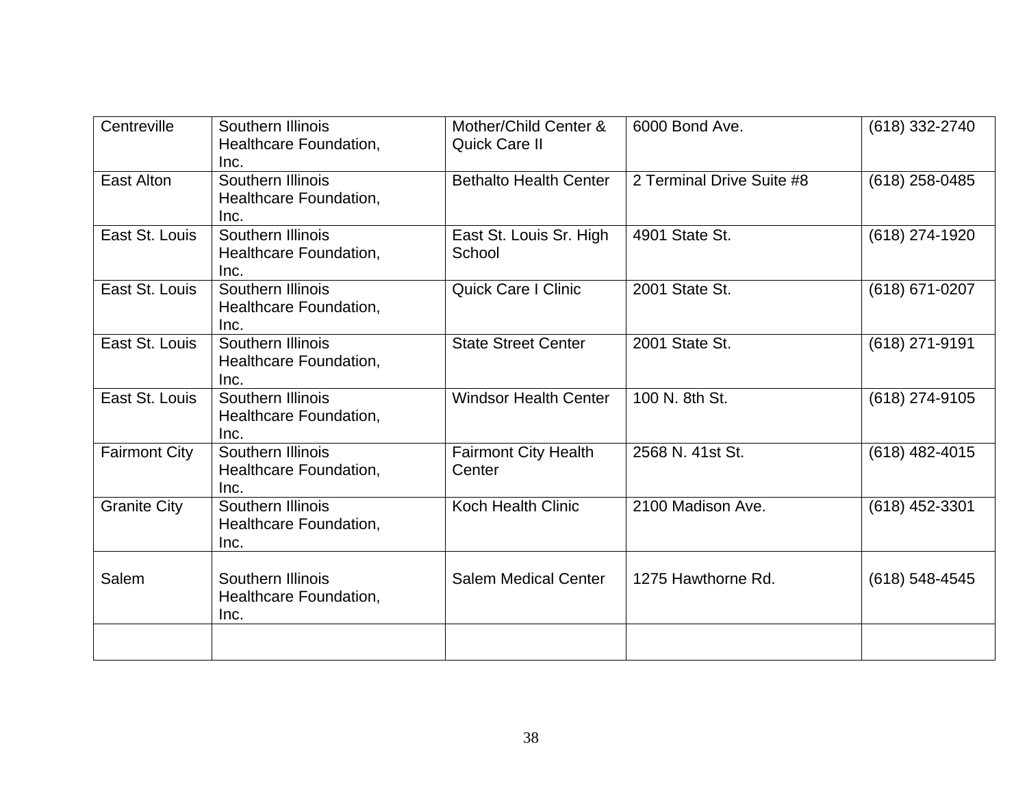| Centreville | Southern Illinois Healthcare Foundation, Inc. | Mother/Child Center & Quick Care II | 6000 Bond Ave. | (618) 332-2740 |
|---|---|---|---|---|
| East Alton | Southern Illinois Healthcare Foundation, Inc. | Bethalto Health Center | 2 Terminal Drive Suite #8 | (618) 258-0485 |
| East St. Louis | Southern Illinois Healthcare Foundation, Inc. | East St. Louis Sr. High School | 4901 State St. | (618) 274-1920 |
| East St. Louis | Southern Illinois Healthcare Foundation, Inc. | Quick Care I Clinic | 2001 State St. | (618) 671-0207 |
| East St. Louis | Southern Illinois Healthcare Foundation, Inc. | State Street Center | 2001 State St. | (618) 271-9191 |
| East St. Louis | Southern Illinois Healthcare Foundation, Inc. | Windsor Health Center | 100 N. 8th St. | (618) 274-9105 |
| Fairmont City | Southern Illinois Healthcare Foundation, Inc. | Fairmont City Health Center | 2568 N. 41st St. | (618) 482-4015 |
| Granite City | Southern Illinois Healthcare Foundation, Inc. | Koch Health Clinic | 2100 Madison Ave. | (618) 452-3301 |
| Salem | Southern Illinois Healthcare Foundation, Inc. | Salem Medical Center | 1275 Hawthorne Rd. | (618) 548-4545 |
| | | | | |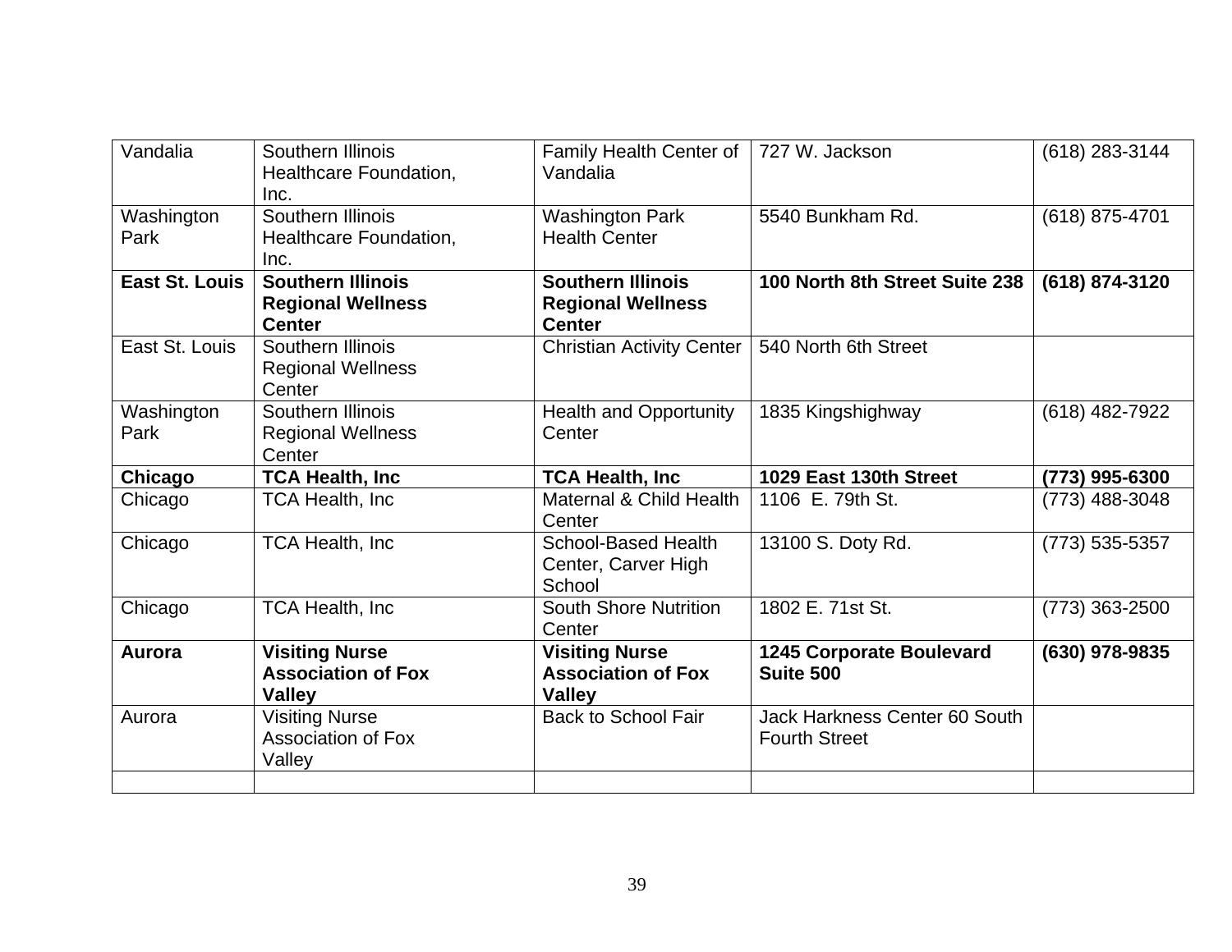| Vandalia | Southern Illinois Healthcare Foundation, Inc. | Family Health Center of Vandalia | 727 W. Jackson | (618) 283-3144 |
|---|---|---|---|---|
| Washington Park | Southern Illinois Healthcare Foundation, Inc. | Washington Park Health Center | 5540 Bunkham Rd. | (618) 875-4701 |
| **East St. Louis** | **Southern Illinois Regional Wellness Center** | **Southern Illinois Regional Wellness Center** | **100 North 8th Street Suite 238** | **(618) 874-3120** |
| East St. Louis | Southern Illinois Regional Wellness Center | Christian Activity Center | 540 North 6th Street | |
| Washington Park | Southern Illinois Regional Wellness Center | Health and Opportunity Center | 1835 Kingshighway | (618) 482-7922 |
| **Chicago** | **TCA Health, Inc** | **TCA Health, Inc** | **1029 East 130th Street** | **(773) 995-6300** |
| Chicago | TCA Health, Inc | Maternal & Child Health Center | 1106 E. 79th St. | (773) 488-3048 |
| Chicago | TCA Health, Inc | School-Based Health Center, Carver High School | 13100 S. Doty Rd. | (773) 535-5357 |
| Chicago | TCA Health, Inc | South Shore Nutrition Center | 1802 E. 71st St. | (773) 363-2500 |
| **Aurora** | **Visiting Nurse Association of Fox Valley** | **Visiting Nurse Association of Fox Valley** | **1245 Corporate Boulevard Suite 500** | **(630) 978-9835** |
| Aurora | Visiting Nurse Association of Fox Valley | Back to School Fair | Jack Harkness Center 60 South Fourth Street | |
| | | | | |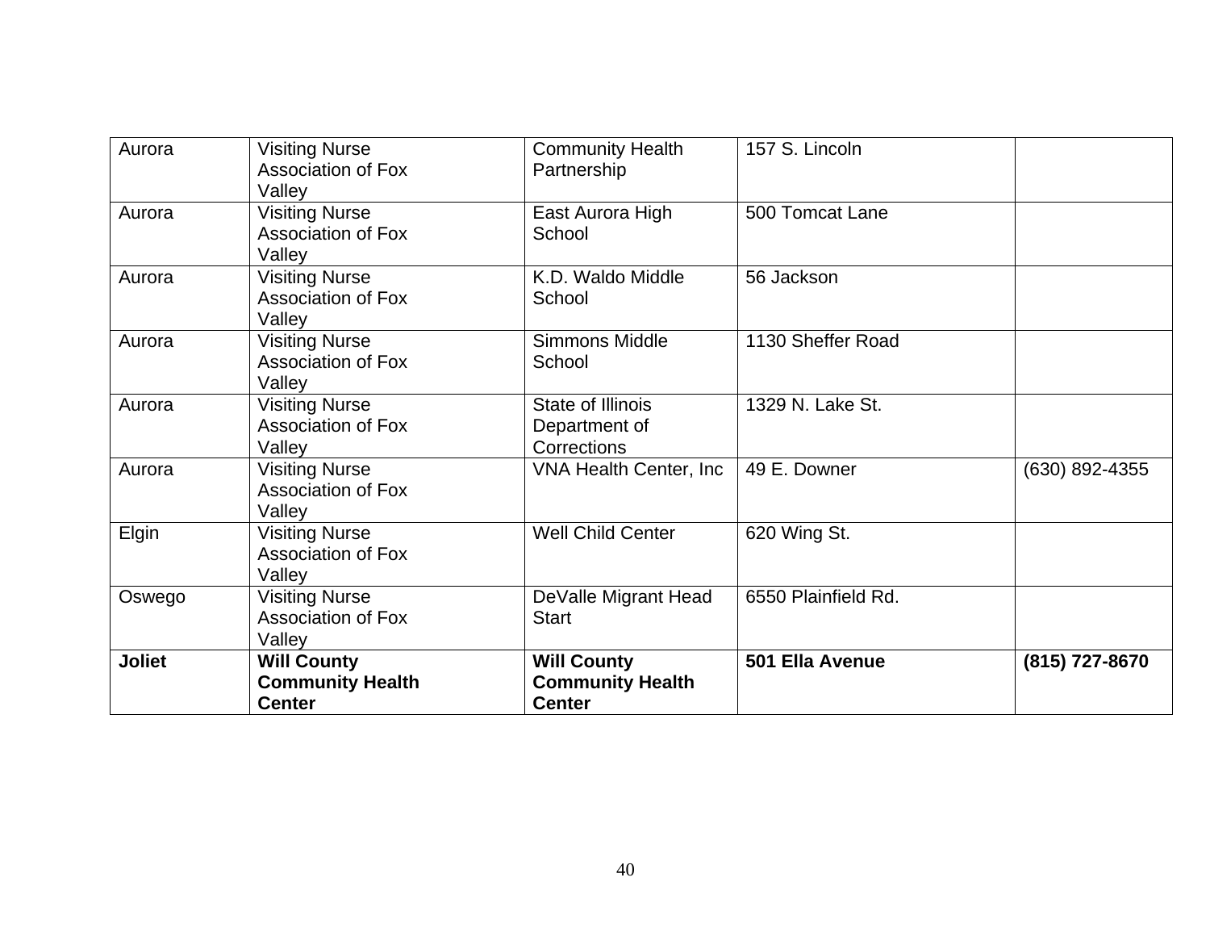| | | | | |
|---|---|---|---|---|
| Aurora | Visiting Nurse Association of Fox Valley | Community Health Partnership | 157 S. Lincoln | |
| Aurora | Visiting Nurse Association of Fox Valley | East Aurora High School | 500 Tomcat Lane | |
| Aurora | Visiting Nurse Association of Fox Valley | K.D. Waldo Middle School | 56 Jackson | |
| Aurora | Visiting Nurse Association of Fox Valley | Simmons Middle School | 1130 Sheffer Road | |
| Aurora | Visiting Nurse Association of Fox Valley | State of Illinois Department of Corrections | 1329 N. Lake St. | |
| Aurora | Visiting Nurse Association of Fox Valley | VNA Health Center, Inc | 49 E. Downer | (630) 892-4355 |
| Elgin | Visiting Nurse Association of Fox Valley | Well Child Center | 620 Wing St. | |
| Oswego | Visiting Nurse Association of Fox Valley | DeValle Migrant Head Start | 6550 Plainfield Rd. | |
| **Joliet** | **Will County Community Health Center** | **Will County Community Health Center** | **501 Ella Avenue** | **(815) 727-8670** |